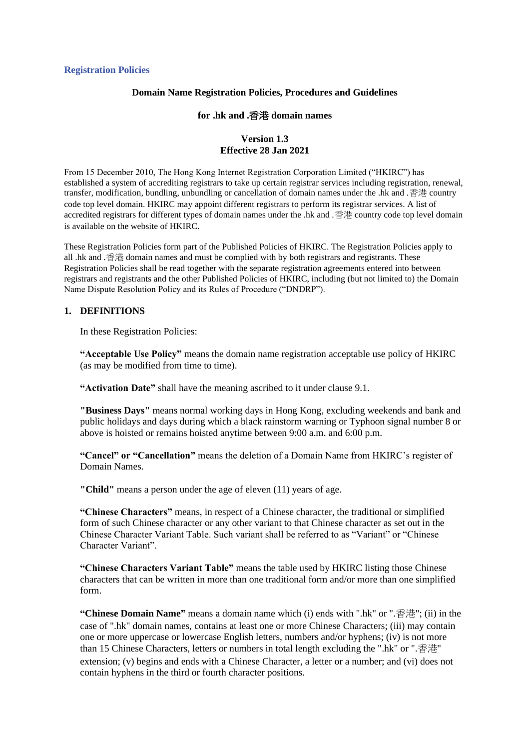**Registration Policies**

**Domain Name Registration Policies, Procedures and Guidelines**

**for .hk and .香港 domain names**

**Version 1.3**
**Effective 28 Jan 2021**

From 15 December 2010, The Hong Kong Internet Registration Corporation Limited ("HKIRC") has established a system of accrediting registrars to take up certain registrar services including registration, renewal, transfer, modification, bundling, unbundling or cancellation of domain names under the .hk and .香港 country code top level domain. HKIRC may appoint different registrars to perform its registrar services. A list of accredited registrars for different types of domain names under the .hk and .香港 country code top level domain is available on the website of HKIRC.

These Registration Policies form part of the Published Policies of HKIRC. The Registration Policies apply to all .hk and .香港 domain names and must be complied with by both registrars and registrants. These Registration Policies shall be read together with the separate registration agreements entered into between registrars and registrants and the other Published Policies of HKIRC, including (but not limited to) the Domain Name Dispute Resolution Policy and its Rules of Procedure ("DNDRP").

## 1. DEFINITIONS

In these Registration Policies:

**"Acceptable Use Policy"** means the domain name registration acceptable use policy of HKIRC (as may be modified from time to time).

**"Activation Date"** shall have the meaning ascribed to it under clause 9.1.

**"Business Days"** means normal working days in Hong Kong, excluding weekends and bank and public holidays and days during which a black rainstorm warning or Typhoon signal number 8 or above is hoisted or remains hoisted anytime between 9:00 a.m. and 6:00 p.m.

**"Cancel" or "Cancellation"** means the deletion of a Domain Name from HKIRC's register of Domain Names.

**"Child"** means a person under the age of eleven (11) years of age.

**"Chinese Characters"** means, in respect of a Chinese character, the traditional or simplified form of such Chinese character or any other variant to that Chinese character as set out in the Chinese Character Variant Table. Such variant shall be referred to as "Variant" or "Chinese Character Variant".

**"Chinese Characters Variant Table"** means the table used by HKIRC listing those Chinese characters that can be written in more than one traditional form and/or more than one simplified form.

**"Chinese Domain Name"** means a domain name which (i) ends with ".hk" or ".香港"; (ii) in the case of ".hk" domain names, contains at least one or more Chinese Characters; (iii) may contain one or more uppercase or lowercase English letters, numbers and/or hyphens; (iv) is not more than 15 Chinese Characters, letters or numbers in total length excluding the ".hk" or ".香港" extension; (v) begins and ends with a Chinese Character, a letter or a number; and (vi) does not contain hyphens in the third or fourth character positions.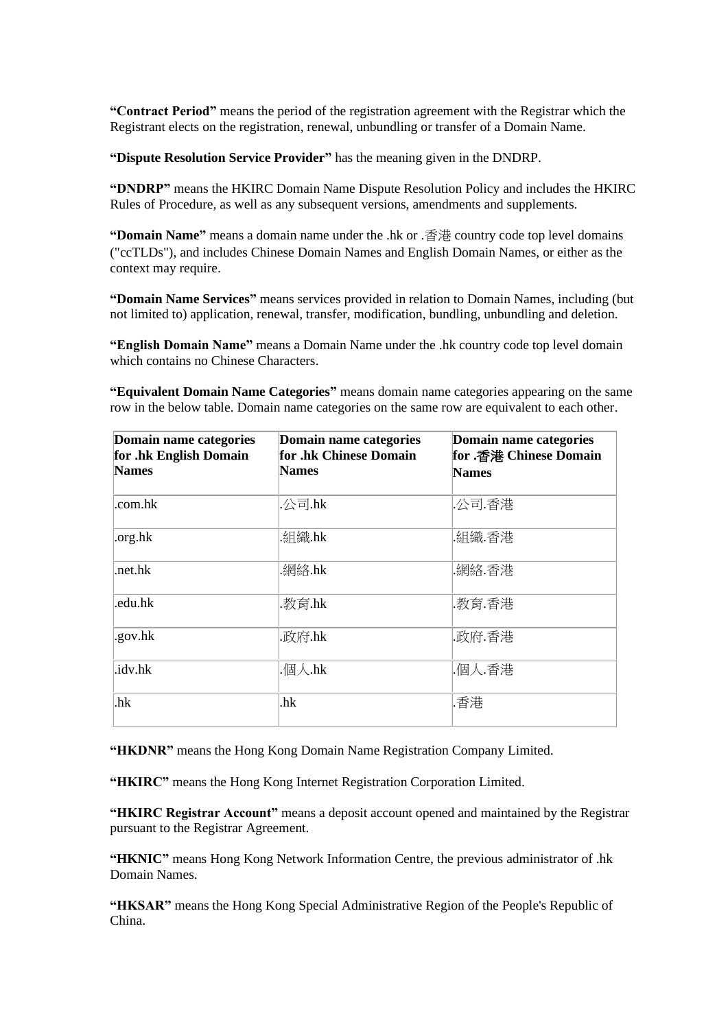**"Contract Period"** means the period of the registration agreement with the Registrar which the Registrant elects on the registration, renewal, unbundling or transfer of a Domain Name.

**"Dispute Resolution Service Provider"** has the meaning given in the DNDRP.

**"DNDRP"** means the HKIRC Domain Name Dispute Resolution Policy and includes the HKIRC Rules of Procedure, as well as any subsequent versions, amendments and supplements.

**"Domain Name"** means a domain name under the .hk or .香港 country code top level domains ("ccTLDs"), and includes Chinese Domain Names and English Domain Names, or either as the context may require.

**"Domain Name Services"** means services provided in relation to Domain Names, including (but not limited to) application, renewal, transfer, modification, bundling, unbundling and deletion.

**"English Domain Name"** means a Domain Name under the .hk country code top level domain which contains no Chinese Characters.

**"Equivalent Domain Name Categories"** means domain name categories appearing on the same row in the below table. Domain name categories on the same row are equivalent to each other.

| Domain name categories for .hk English Domain Names | Domain name categories for .hk Chinese Domain Names | Domain name categories for .香港 Chinese Domain Names |
|---|---|---|
| .com.hk | .公司.hk | .公司.香港 |
| .org.hk | .組織.hk | .組織.香港 |
| .net.hk | .網絡.hk | .網絡.香港 |
| .edu.hk | .教育.hk | .教育.香港 |
| .gov.hk | .政府.hk | .政府.香港 |
| .idv.hk | .個人.hk | .個人.香港 |
| .hk | .hk | .香港 |

**"HKDNR"** means the Hong Kong Domain Name Registration Company Limited.

**"HKIRC"** means the Hong Kong Internet Registration Corporation Limited.

**"HKIRC Registrar Account"** means a deposit account opened and maintained by the Registrar pursuant to the Registrar Agreement.

**"HKNIC"** means Hong Kong Network Information Centre, the previous administrator of .hk Domain Names.

**"HKSAR"** means the Hong Kong Special Administrative Region of the People's Republic of China.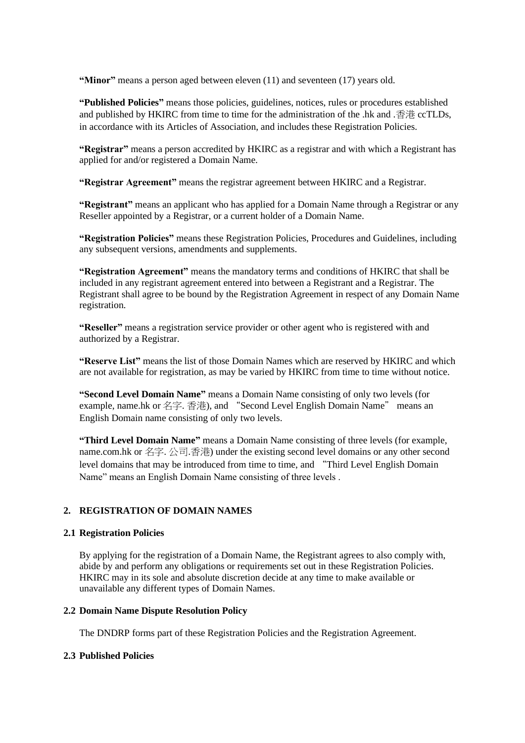**"Minor"** means a person aged between eleven (11) and seventeen (17) years old.

**"Published Policies"** means those policies, guidelines, notices, rules or procedures established and published by HKIRC from time to time for the administration of the .hk and .香港 ccTLDs, in accordance with its Articles of Association, and includes these Registration Policies.

**"Registrar"** means a person accredited by HKIRC as a registrar and with which a Registrant has applied for and/or registered a Domain Name.

**"Registrar Agreement"** means the registrar agreement between HKIRC and a Registrar.

**"Registrant"** means an applicant who has applied for a Domain Name through a Registrar or any Reseller appointed by a Registrar, or a current holder of a Domain Name.

**"Registration Policies"** means these Registration Policies, Procedures and Guidelines, including any subsequent versions, amendments and supplements.

**"Registration Agreement"** means the mandatory terms and conditions of HKIRC that shall be included in any registrant agreement entered into between a Registrant and a Registrar. The Registrant shall agree to be bound by the Registration Agreement in respect of any Domain Name registration.

**"Reseller"** means a registration service provider or other agent who is registered with and authorized by a Registrar.

**"Reserve List"** means the list of those Domain Names which are reserved by HKIRC and which are not available for registration, as may be varied by HKIRC from time to time without notice.

**"Second Level Domain Name"** means a Domain Name consisting of only two levels (for example, name.hk or 名字. 香港), and "Second Level English Domain Name" means an English Domain name consisting of only two levels.

**"Third Level Domain Name"** means a Domain Name consisting of three levels (for example, name.com.hk or 名字. 公司.香港) under the existing second level domains or any other second level domains that may be introduced from time to time, and "Third Level English Domain Name" means an English Domain Name consisting of three levels .

## 2. REGISTRATION OF DOMAIN NAMES

### 2.1 Registration Policies

By applying for the registration of a Domain Name, the Registrant agrees to also comply with, abide by and perform any obligations or requirements set out in these Registration Policies. HKIRC may in its sole and absolute discretion decide at any time to make available or unavailable any different types of Domain Names.

### 2.2 Domain Name Dispute Resolution Policy

The DNDRP forms part of these Registration Policies and the Registration Agreement.

### 2.3 Published Policies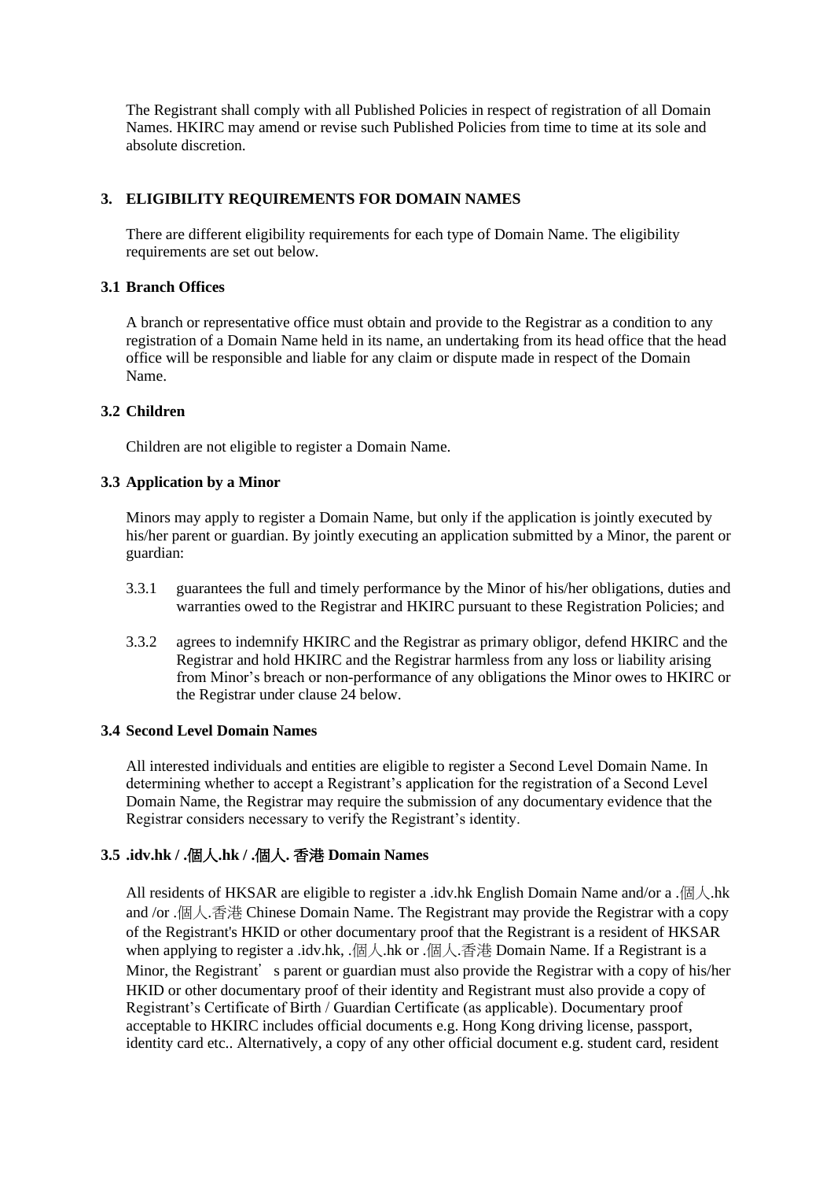The Registrant shall comply with all Published Policies in respect of registration of all Domain Names. HKIRC may amend or revise such Published Policies from time to time at its sole and absolute discretion.

## 3. ELIGIBILITY REQUIREMENTS FOR DOMAIN NAMES

There are different eligibility requirements for each type of Domain Name. The eligibility requirements are set out below.

### 3.1 Branch Offices

A branch or representative office must obtain and provide to the Registrar as a condition to any registration of a Domain Name held in its name, an undertaking from its head office that the head office will be responsible and liable for any claim or dispute made in respect of the Domain Name.

### 3.2 Children

Children are not eligible to register a Domain Name.

### 3.3 Application by a Minor

Minors may apply to register a Domain Name, but only if the application is jointly executed by his/her parent or guardian. By jointly executing an application submitted by a Minor, the parent or guardian:

3.3.1 guarantees the full and timely performance by the Minor of his/her obligations, duties and warranties owed to the Registrar and HKIRC pursuant to these Registration Policies; and

3.3.2 agrees to indemnify HKIRC and the Registrar as primary obligor, defend HKIRC and the Registrar and hold HKIRC and the Registrar harmless from any loss or liability arising from Minor's breach or non-performance of any obligations the Minor owes to HKIRC or the Registrar under clause 24 below.

### 3.4 Second Level Domain Names

All interested individuals and entities are eligible to register a Second Level Domain Name. In determining whether to accept a Registrant's application for the registration of a Second Level Domain Name, the Registrar may require the submission of any documentary evidence that the Registrar considers necessary to verify the Registrant's identity.

### 3.5 .idv.hk / .個人.hk / .個人. 香港 Domain Names

All residents of HKSAR are eligible to register a .idv.hk English Domain Name and/or a .個人.hk and /or .個人.香港 Chinese Domain Name. The Registrant may provide the Registrar with a copy of the Registrant's HKID or other documentary proof that the Registrant is a resident of HKSAR when applying to register a .idv.hk, .個人.hk or .個人.香港 Domain Name. If a Registrant is a Minor, the Registrant's parent or guardian must also provide the Registrar with a copy of his/her HKID or other documentary proof of their identity and Registrant must also provide a copy of Registrant's Certificate of Birth / Guardian Certificate (as applicable). Documentary proof acceptable to HKIRC includes official documents e.g. Hong Kong driving license, passport, identity card etc.. Alternatively, a copy of any other official document e.g. student card, resident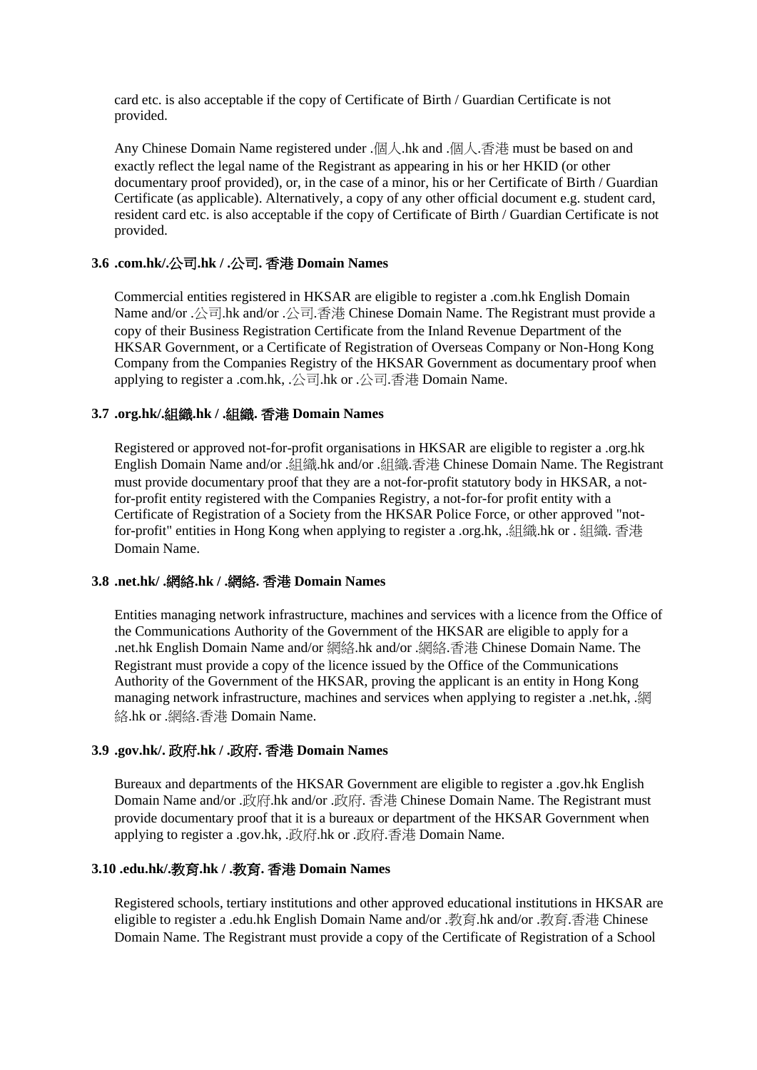card etc. is also acceptable if the copy of Certificate of Birth / Guardian Certificate is not provided.

Any Chinese Domain Name registered under .個人.hk and .個人.香港 must be based on and exactly reflect the legal name of the Registrant as appearing in his or her HKID (or other documentary proof provided), or, in the case of a minor, his or her Certificate of Birth / Guardian Certificate (as applicable). Alternatively, a copy of any other official document e.g. student card, resident card etc. is also acceptable if the copy of Certificate of Birth / Guardian Certificate is not provided.

### 3.6 .com.hk/.公司.hk / .公司. 香港 Domain Names

Commercial entities registered in HKSAR are eligible to register a .com.hk English Domain Name and/or .公司.hk and/or .公司.香港 Chinese Domain Name. The Registrant must provide a copy of their Business Registration Certificate from the Inland Revenue Department of the HKSAR Government, or a Certificate of Registration of Overseas Company or Non-Hong Kong Company from the Companies Registry of the HKSAR Government as documentary proof when applying to register a .com.hk, .公司.hk or .公司.香港 Domain Name.

### 3.7 .org.hk/.組織.hk / .組織. 香港 Domain Names

Registered or approved not-for-profit organisations in HKSAR are eligible to register a .org.hk English Domain Name and/or .組織.hk and/or .組織.香港 Chinese Domain Name. The Registrant must provide documentary proof that they are a not-for-profit statutory body in HKSAR, a not-for-profit entity registered with the Companies Registry, a not-for-for profit entity with a Certificate of Registration of a Society from the HKSAR Police Force, or other approved "not-for-profit" entities in Hong Kong when applying to register a .org.hk, .組織.hk or . 組織. 香港 Domain Name.

### 3.8 .net.hk/ .網絡.hk / .網絡. 香港 Domain Names

Entities managing network infrastructure, machines and services with a licence from the Office of the Communications Authority of the Government of the HKSAR are eligible to apply for a .net.hk English Domain Name and/or 網絡.hk and/or .網絡.香港 Chinese Domain Name. The Registrant must provide a copy of the licence issued by the Office of the Communications Authority of the Government of the HKSAR, proving the applicant is an entity in Hong Kong managing network infrastructure, machines and services when applying to register a .net.hk, .網絡.hk or .網絡.香港 Domain Name.

### 3.9 .gov.hk/. 政府.hk / .政府. 香港 Domain Names

Bureaux and departments of the HKSAR Government are eligible to register a .gov.hk English Domain Name and/or .政府.hk and/or .政府. 香港 Chinese Domain Name. The Registrant must provide documentary proof that it is a bureaux or department of the HKSAR Government when applying to register a .gov.hk, .政府.hk or .政府.香港 Domain Name.

### 3.10 .edu.hk/.教育.hk / .教育. 香港 Domain Names

Registered schools, tertiary institutions and other approved educational institutions in HKSAR are eligible to register a .edu.hk English Domain Name and/or .教育.hk and/or .教育.香港 Chinese Domain Name. The Registrant must provide a copy of the Certificate of Registration of a School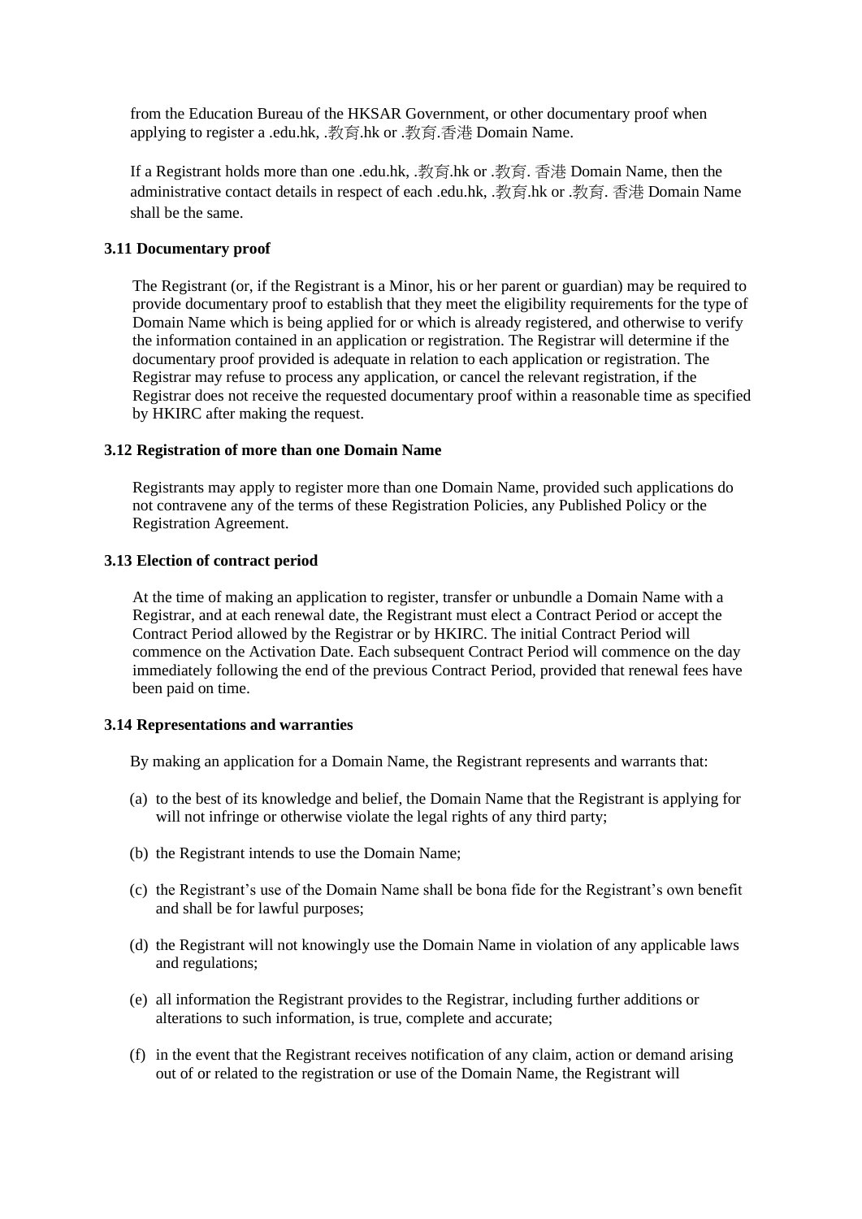from the Education Bureau of the HKSAR Government, or other documentary proof when applying to register a .edu.hk, .教育.hk or .教育.香港 Domain Name.

If a Registrant holds more than one .edu.hk, .教育.hk or .教育. 香港 Domain Name, then the administrative contact details in respect of each .edu.hk, .教育.hk or .教育. 香港 Domain Name shall be the same.

### 3.11 Documentary proof

The Registrant (or, if the Registrant is a Minor, his or her parent or guardian) may be required to provide documentary proof to establish that they meet the eligibility requirements for the type of Domain Name which is being applied for or which is already registered, and otherwise to verify the information contained in an application or registration. The Registrar will determine if the documentary proof provided is adequate in relation to each application or registration. The Registrar may refuse to process any application, or cancel the relevant registration, if the Registrar does not receive the requested documentary proof within a reasonable time as specified by HKIRC after making the request.

### 3.12 Registration of more than one Domain Name

Registrants may apply to register more than one Domain Name, provided such applications do not contravene any of the terms of these Registration Policies, any Published Policy or the Registration Agreement.

### 3.13 Election of contract period

At the time of making an application to register, transfer or unbundle a Domain Name with a Registrar, and at each renewal date, the Registrant must elect a Contract Period or accept the Contract Period allowed by the Registrar or by HKIRC. The initial Contract Period will commence on the Activation Date. Each subsequent Contract Period will commence on the day immediately following the end of the previous Contract Period, provided that renewal fees have been paid on time.

### 3.14 Representations and warranties

By making an application for a Domain Name, the Registrant represents and warrants that:

(a) to the best of its knowledge and belief, the Domain Name that the Registrant is applying for will not infringe or otherwise violate the legal rights of any third party;

(b) the Registrant intends to use the Domain Name;

(c) the Registrant's use of the Domain Name shall be bona fide for the Registrant's own benefit and shall be for lawful purposes;

(d) the Registrant will not knowingly use the Domain Name in violation of any applicable laws and regulations;

(e) all information the Registrant provides to the Registrar, including further additions or alterations to such information, is true, complete and accurate;

(f) in the event that the Registrant receives notification of any claim, action or demand arising out of or related to the registration or use of the Domain Name, the Registrant will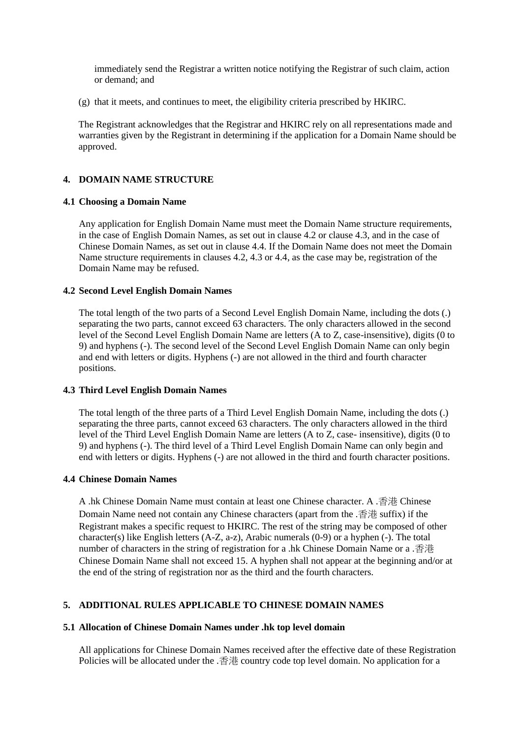immediately send the Registrar a written notice notifying the Registrar of such claim, action or demand; and

(g) that it meets, and continues to meet, the eligibility criteria prescribed by HKIRC.

The Registrant acknowledges that the Registrar and HKIRC rely on all representations made and warranties given by the Registrant in determining if the application for a Domain Name should be approved.

## 4. DOMAIN NAME STRUCTURE

### 4.1 Choosing a Domain Name

Any application for English Domain Name must meet the Domain Name structure requirements, in the case of English Domain Names, as set out in clause 4.2 or clause 4.3, and in the case of Chinese Domain Names, as set out in clause 4.4. If the Domain Name does not meet the Domain Name structure requirements in clauses 4.2, 4.3 or 4.4, as the case may be, registration of the Domain Name may be refused.

### 4.2 Second Level English Domain Names

The total length of the two parts of a Second Level English Domain Name, including the dots (.) separating the two parts, cannot exceed 63 characters. The only characters allowed in the second level of the Second Level English Domain Name are letters (A to Z, case-insensitive), digits (0 to 9) and hyphens (-). The second level of the Second Level English Domain Name can only begin and end with letters or digits. Hyphens (-) are not allowed in the third and fourth character positions.

### 4.3 Third Level English Domain Names

The total length of the three parts of a Third Level English Domain Name, including the dots (.) separating the three parts, cannot exceed 63 characters. The only characters allowed in the third level of the Third Level English Domain Name are letters (A to Z, case- insensitive), digits (0 to 9) and hyphens (-). The third level of a Third Level English Domain Name can only begin and end with letters or digits. Hyphens (-) are not allowed in the third and fourth character positions.

### 4.4 Chinese Domain Names

A .hk Chinese Domain Name must contain at least one Chinese character. A .香港 Chinese Domain Name need not contain any Chinese characters (apart from the .香港 suffix) if the Registrant makes a specific request to HKIRC. The rest of the string may be composed of other character(s) like English letters (A-Z, a-z), Arabic numerals (0-9) or a hyphen (-). The total number of characters in the string of registration for a .hk Chinese Domain Name or a .香港 Chinese Domain Name shall not exceed 15. A hyphen shall not appear at the beginning and/or at the end of the string of registration nor as the third and the fourth characters.

## 5. ADDITIONAL RULES APPLICABLE TO CHINESE DOMAIN NAMES

### 5.1 Allocation of Chinese Domain Names under .hk top level domain

All applications for Chinese Domain Names received after the effective date of these Registration Policies will be allocated under the .香港 country code top level domain. No application for a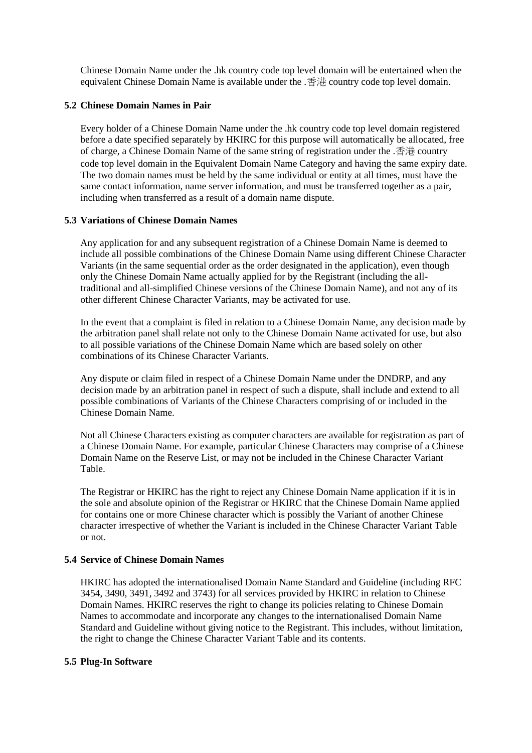Chinese Domain Name under the .hk country code top level domain will be entertained when the equivalent Chinese Domain Name is available under the .香港 country code top level domain.

### 5.2 Chinese Domain Names in Pair

Every holder of a Chinese Domain Name under the .hk country code top level domain registered before a date specified separately by HKIRC for this purpose will automatically be allocated, free of charge, a Chinese Domain Name of the same string of registration under the .香港 country code top level domain in the Equivalent Domain Name Category and having the same expiry date. The two domain names must be held by the same individual or entity at all times, must have the same contact information, name server information, and must be transferred together as a pair, including when transferred as a result of a domain name dispute.

### 5.3 Variations of Chinese Domain Names

Any application for and any subsequent registration of a Chinese Domain Name is deemed to include all possible combinations of the Chinese Domain Name using different Chinese Character Variants (in the same sequential order as the order designated in the application), even though only the Chinese Domain Name actually applied for by the Registrant (including the all-traditional and all-simplified Chinese versions of the Chinese Domain Name), and not any of its other different Chinese Character Variants, may be activated for use.

In the event that a complaint is filed in relation to a Chinese Domain Name, any decision made by the arbitration panel shall relate not only to the Chinese Domain Name activated for use, but also to all possible variations of the Chinese Domain Name which are based solely on other combinations of its Chinese Character Variants.

Any dispute or claim filed in respect of a Chinese Domain Name under the DNDRP, and any decision made by an arbitration panel in respect of such a dispute, shall include and extend to all possible combinations of Variants of the Chinese Characters comprising of or included in the Chinese Domain Name.

Not all Chinese Characters existing as computer characters are available for registration as part of a Chinese Domain Name. For example, particular Chinese Characters may comprise of a Chinese Domain Name on the Reserve List, or may not be included in the Chinese Character Variant Table.

The Registrar or HKIRC has the right to reject any Chinese Domain Name application if it is in the sole and absolute opinion of the Registrar or HKIRC that the Chinese Domain Name applied for contains one or more Chinese character which is possibly the Variant of another Chinese character irrespective of whether the Variant is included in the Chinese Character Variant Table or not.

### 5.4 Service of Chinese Domain Names

HKIRC has adopted the internationalised Domain Name Standard and Guideline (including RFC 3454, 3490, 3491, 3492 and 3743) for all services provided by HKIRC in relation to Chinese Domain Names. HKIRC reserves the right to change its policies relating to Chinese Domain Names to accommodate and incorporate any changes to the internationalised Domain Name Standard and Guideline without giving notice to the Registrant. This includes, without limitation, the right to change the Chinese Character Variant Table and its contents.

### 5.5 Plug-In Software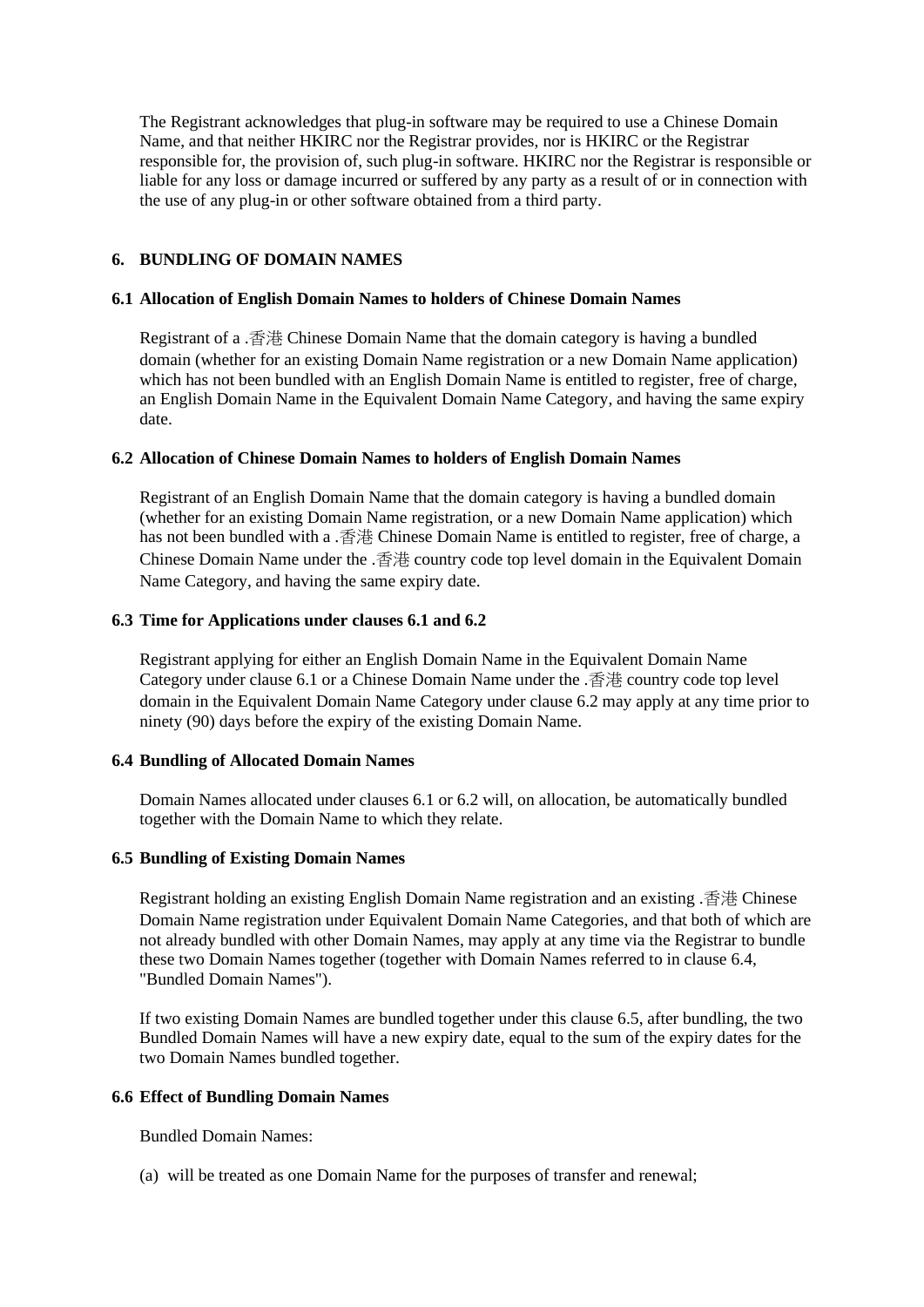The Registrant acknowledges that plug-in software may be required to use a Chinese Domain Name, and that neither HKIRC nor the Registrar provides, nor is HKIRC or the Registrar responsible for, the provision of, such plug-in software. HKIRC nor the Registrar is responsible or liable for any loss or damage incurred or suffered by any party as a result of or in connection with the use of any plug-in or other software obtained from a third party.

## 6. BUNDLING OF DOMAIN NAMES

### 6.1 Allocation of English Domain Names to holders of Chinese Domain Names

Registrant of a .香港 Chinese Domain Name that the domain category is having a bundled domain (whether for an existing Domain Name registration or a new Domain Name application) which has not been bundled with an English Domain Name is entitled to register, free of charge, an English Domain Name in the Equivalent Domain Name Category, and having the same expiry date.

### 6.2 Allocation of Chinese Domain Names to holders of English Domain Names

Registrant of an English Domain Name that the domain category is having a bundled domain (whether for an existing Domain Name registration, or a new Domain Name application) which has not been bundled with a .香港 Chinese Domain Name is entitled to register, free of charge, a Chinese Domain Name under the .香港 country code top level domain in the Equivalent Domain Name Category, and having the same expiry date.

### 6.3 Time for Applications under clauses 6.1 and 6.2

Registrant applying for either an English Domain Name in the Equivalent Domain Name Category under clause 6.1 or a Chinese Domain Name under the .香港 country code top level domain in the Equivalent Domain Name Category under clause 6.2 may apply at any time prior to ninety (90) days before the expiry of the existing Domain Name.

### 6.4 Bundling of Allocated Domain Names

Domain Names allocated under clauses 6.1 or 6.2 will, on allocation, be automatically bundled together with the Domain Name to which they relate.

### 6.5 Bundling of Existing Domain Names

Registrant holding an existing English Domain Name registration and an existing .香港 Chinese Domain Name registration under Equivalent Domain Name Categories, and that both of which are not already bundled with other Domain Names, may apply at any time via the Registrar to bundle these two Domain Names together (together with Domain Names referred to in clause 6.4, "Bundled Domain Names").

If two existing Domain Names are bundled together under this clause 6.5, after bundling, the two Bundled Domain Names will have a new expiry date, equal to the sum of the expiry dates for the two Domain Names bundled together.

### 6.6 Effect of Bundling Domain Names

Bundled Domain Names:

(a) will be treated as one Domain Name for the purposes of transfer and renewal;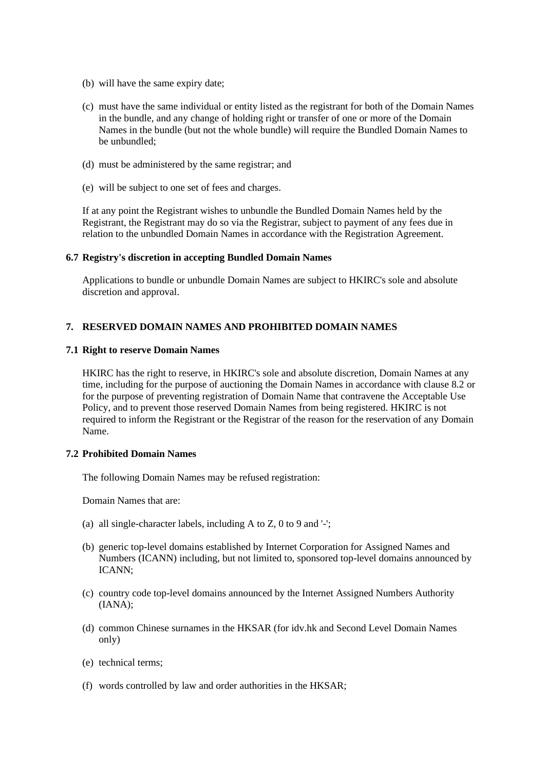(b) will have the same expiry date;

(c) must have the same individual or entity listed as the registrant for both of the Domain Names in the bundle, and any change of holding right or transfer of one or more of the Domain Names in the bundle (but not the whole bundle) will require the Bundled Domain Names to be unbundled;

(d) must be administered by the same registrar; and

(e) will be subject to one set of fees and charges.

If at any point the Registrant wishes to unbundle the Bundled Domain Names held by the Registrant, the Registrant may do so via the Registrar, subject to payment of any fees due in relation to the unbundled Domain Names in accordance with the Registration Agreement.

### 6.7 Registry's discretion in accepting Bundled Domain Names

Applications to bundle or unbundle Domain Names are subject to HKIRC's sole and absolute discretion and approval.

## 7. RESERVED DOMAIN NAMES AND PROHIBITED DOMAIN NAMES

### 7.1 Right to reserve Domain Names

HKIRC has the right to reserve, in HKIRC's sole and absolute discretion, Domain Names at any time, including for the purpose of auctioning the Domain Names in accordance with clause 8.2 or for the purpose of preventing registration of Domain Name that contravene the Acceptable Use Policy, and to prevent those reserved Domain Names from being registered. HKIRC is not required to inform the Registrant or the Registrar of the reason for the reservation of any Domain Name.

### 7.2 Prohibited Domain Names

The following Domain Names may be refused registration:

Domain Names that are:

(a) all single-character labels, including A to Z, 0 to 9 and '-';

(b) generic top-level domains established by Internet Corporation for Assigned Names and Numbers (ICANN) including, but not limited to, sponsored top-level domains announced by ICANN;

(c) country code top-level domains announced by the Internet Assigned Numbers Authority (IANA);

(d) common Chinese surnames in the HKSAR (for idv.hk and Second Level Domain Names only)

(e) technical terms;

(f) words controlled by law and order authorities in the HKSAR;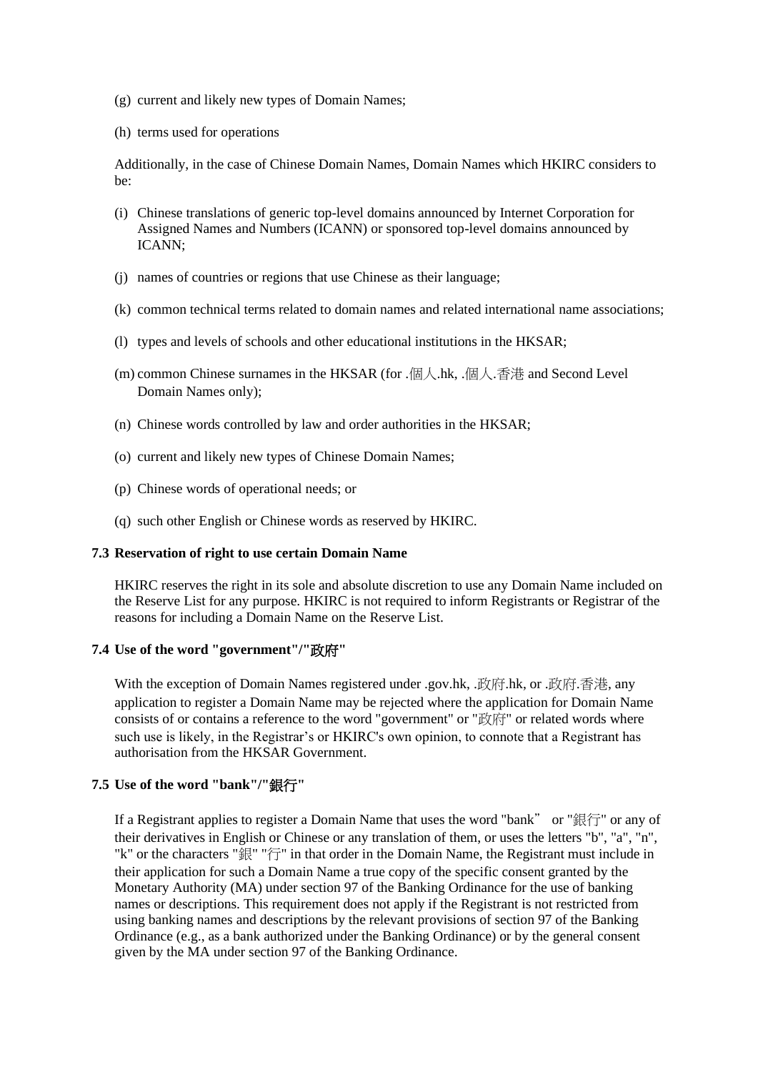(g) current and likely new types of Domain Names;

(h) terms used for operations

Additionally, in the case of Chinese Domain Names, Domain Names which HKIRC considers to be:

(i) Chinese translations of generic top-level domains announced by Internet Corporation for Assigned Names and Numbers (ICANN) or sponsored top-level domains announced by ICANN;

(j) names of countries or regions that use Chinese as their language;

(k) common technical terms related to domain names and related international name associations;

(l) types and levels of schools and other educational institutions in the HKSAR;

(m) common Chinese surnames in the HKSAR (for .個人.hk, .個人.香港 and Second Level Domain Names only);

(n) Chinese words controlled by law and order authorities in the HKSAR;

(o) current and likely new types of Chinese Domain Names;

(p) Chinese words of operational needs; or

(q) such other English or Chinese words as reserved by HKIRC.

### 7.3 Reservation of right to use certain Domain Name

HKIRC reserves the right in its sole and absolute discretion to use any Domain Name included on the Reserve List for any purpose. HKIRC is not required to inform Registrants or Registrar of the reasons for including a Domain Name on the Reserve List.

### 7.4 Use of the word "government"/"政府"

With the exception of Domain Names registered under .gov.hk, .政府.hk, or .政府.香港, any application to register a Domain Name may be rejected where the application for Domain Name consists of or contains a reference to the word "government" or "政府" or related words where such use is likely, in the Registrar's or HKIRC's own opinion, to connote that a Registrant has authorisation from the HKSAR Government.

### 7.5 Use of the word "bank"/"銀行"

If a Registrant applies to register a Domain Name that uses the word "bank" or "銀行" or any of their derivatives in English or Chinese or any translation of them, or uses the letters "b", "a", "n", "k" or the characters "銀" "行" in that order in the Domain Name, the Registrant must include in their application for such a Domain Name a true copy of the specific consent granted by the Monetary Authority (MA) under section 97 of the Banking Ordinance for the use of banking names or descriptions. This requirement does not apply if the Registrant is not restricted from using banking names and descriptions by the relevant provisions of section 97 of the Banking Ordinance (e.g., as a bank authorized under the Banking Ordinance) or by the general consent given by the MA under section 97 of the Banking Ordinance.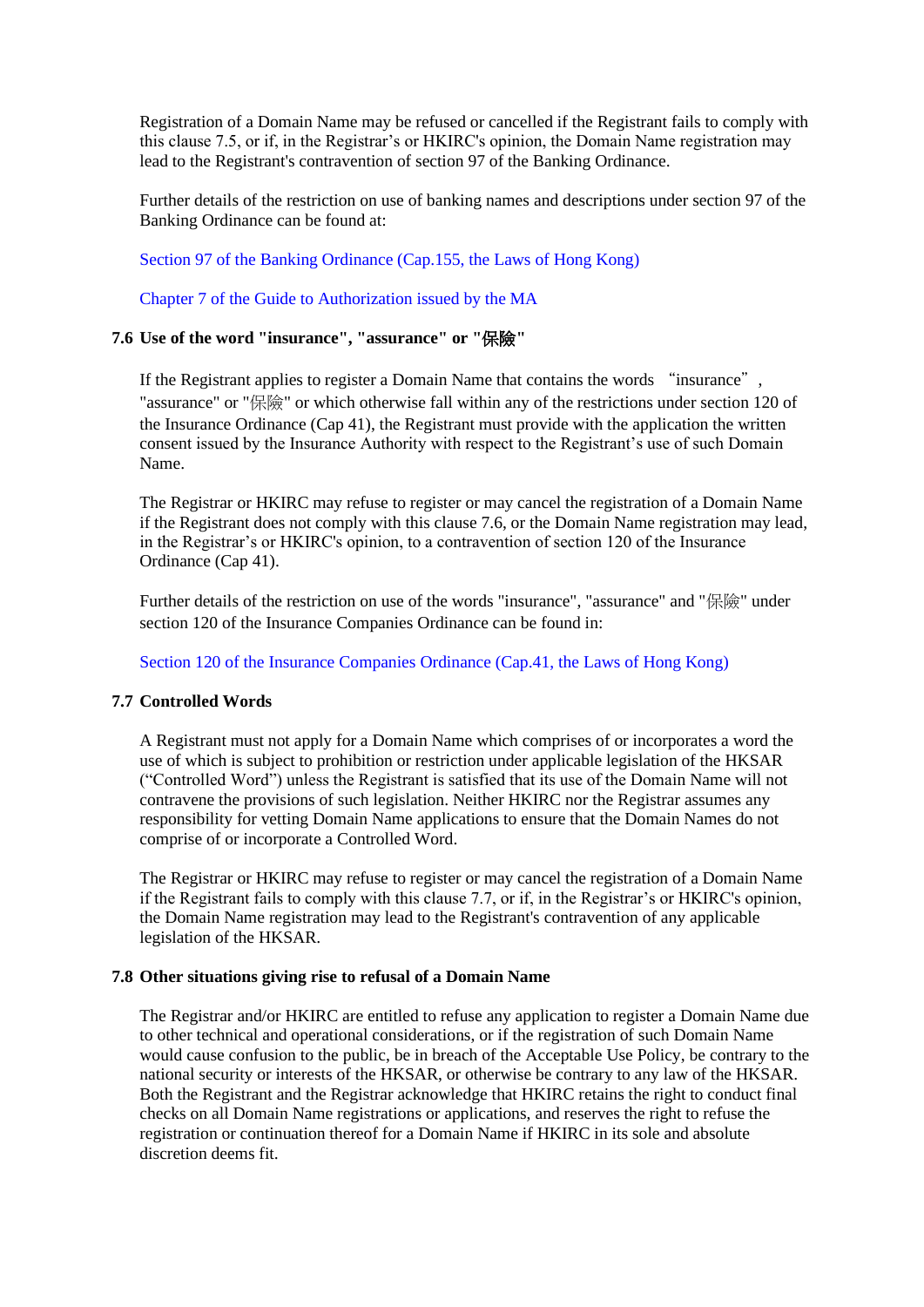Registration of a Domain Name may be refused or cancelled if the Registrant fails to comply with this clause 7.5, or if, in the Registrar's or HKIRC's opinion, the Domain Name registration may lead to the Registrant's contravention of section 97 of the Banking Ordinance.

Further details of the restriction on use of banking names and descriptions under section 97 of the Banking Ordinance can be found at:

Section 97 of the Banking Ordinance (Cap.155, the Laws of Hong Kong)

Chapter 7 of the Guide to Authorization issued by the MA

### 7.6 Use of the word "insurance", "assurance" or "保險"

If the Registrant applies to register a Domain Name that contains the words "insurance", "assurance" or "保險" or which otherwise fall within any of the restrictions under section 120 of the Insurance Ordinance (Cap 41), the Registrant must provide with the application the written consent issued by the Insurance Authority with respect to the Registrant's use of such Domain Name.

The Registrar or HKIRC may refuse to register or may cancel the registration of a Domain Name if the Registrant does not comply with this clause 7.6, or the Domain Name registration may lead, in the Registrar's or HKIRC's opinion, to a contravention of section 120 of the Insurance Ordinance (Cap 41).

Further details of the restriction on use of the words "insurance", "assurance" and "保險" under section 120 of the Insurance Companies Ordinance can be found in:

Section 120 of the Insurance Companies Ordinance (Cap.41, the Laws of Hong Kong)

### 7.7 Controlled Words

A Registrant must not apply for a Domain Name which comprises of or incorporates a word the use of which is subject to prohibition or restriction under applicable legislation of the HKSAR ("Controlled Word") unless the Registrant is satisfied that its use of the Domain Name will not contravene the provisions of such legislation. Neither HKIRC nor the Registrar assumes any responsibility for vetting Domain Name applications to ensure that the Domain Names do not comprise of or incorporate a Controlled Word.

The Registrar or HKIRC may refuse to register or may cancel the registration of a Domain Name if the Registrant fails to comply with this clause 7.7, or if, in the Registrar's or HKIRC's opinion, the Domain Name registration may lead to the Registrant's contravention of any applicable legislation of the HKSAR.

### 7.8 Other situations giving rise to refusal of a Domain Name

The Registrar and/or HKIRC are entitled to refuse any application to register a Domain Name due to other technical and operational considerations, or if the registration of such Domain Name would cause confusion to the public, be in breach of the Acceptable Use Policy, be contrary to the national security or interests of the HKSAR, or otherwise be contrary to any law of the HKSAR. Both the Registrant and the Registrar acknowledge that HKIRC retains the right to conduct final checks on all Domain Name registrations or applications, and reserves the right to refuse the registration or continuation thereof for a Domain Name if HKIRC in its sole and absolute discretion deems fit.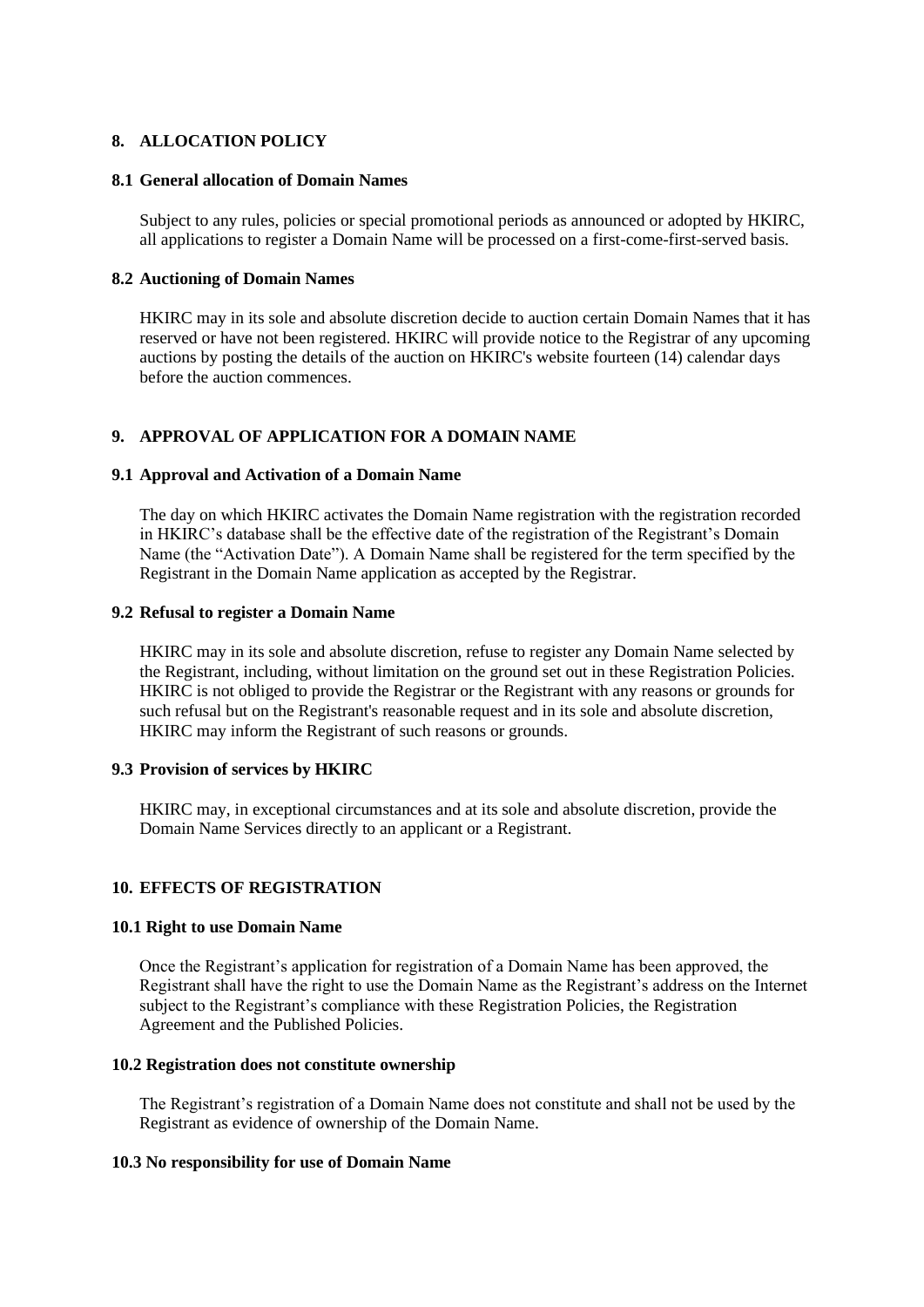## 8. ALLOCATION POLICY

### 8.1 General allocation of Domain Names

Subject to any rules, policies or special promotional periods as announced or adopted by HKIRC, all applications to register a Domain Name will be processed on a first-come-first-served basis.

### 8.2 Auctioning of Domain Names

HKIRC may in its sole and absolute discretion decide to auction certain Domain Names that it has reserved or have not been registered. HKIRC will provide notice to the Registrar of any upcoming auctions by posting the details of the auction on HKIRC's website fourteen (14) calendar days before the auction commences.

## 9. APPROVAL OF APPLICATION FOR A DOMAIN NAME

### 9.1 Approval and Activation of a Domain Name

The day on which HKIRC activates the Domain Name registration with the registration recorded in HKIRC's database shall be the effective date of the registration of the Registrant's Domain Name (the "Activation Date"). A Domain Name shall be registered for the term specified by the Registrant in the Domain Name application as accepted by the Registrar.

### 9.2 Refusal to register a Domain Name

HKIRC may in its sole and absolute discretion, refuse to register any Domain Name selected by the Registrant, including, without limitation on the ground set out in these Registration Policies. HKIRC is not obliged to provide the Registrar or the Registrant with any reasons or grounds for such refusal but on the Registrant's reasonable request and in its sole and absolute discretion, HKIRC may inform the Registrant of such reasons or grounds.

### 9.3 Provision of services by HKIRC

HKIRC may, in exceptional circumstances and at its sole and absolute discretion, provide the Domain Name Services directly to an applicant or a Registrant.

## 10. EFFECTS OF REGISTRATION

### 10.1 Right to use Domain Name

Once the Registrant's application for registration of a Domain Name has been approved, the Registrant shall have the right to use the Domain Name as the Registrant's address on the Internet subject to the Registrant's compliance with these Registration Policies, the Registration Agreement and the Published Policies.

### 10.2 Registration does not constitute ownership

The Registrant's registration of a Domain Name does not constitute and shall not be used by the Registrant as evidence of ownership of the Domain Name.

### 10.3 No responsibility for use of Domain Name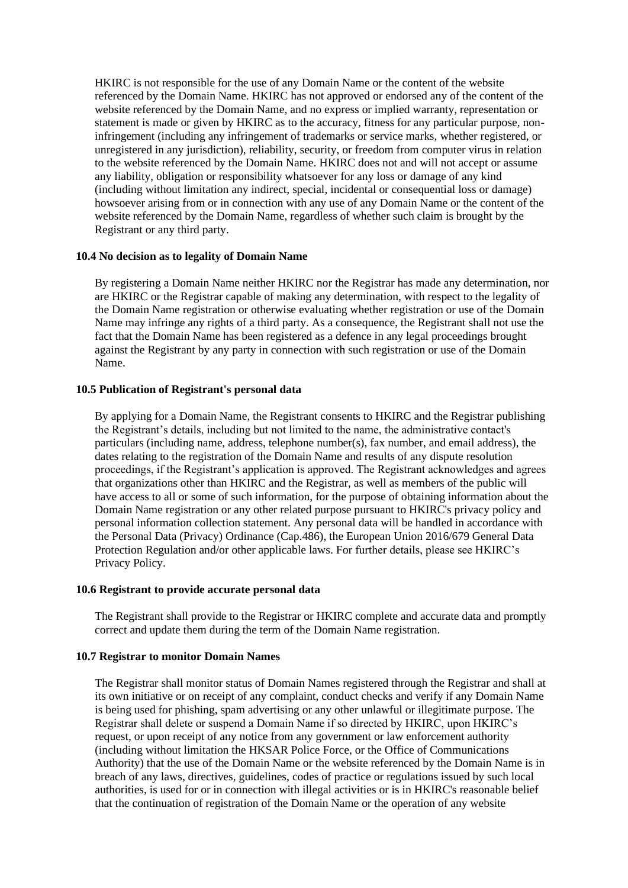HKIRC is not responsible for the use of any Domain Name or the content of the website referenced by the Domain Name. HKIRC has not approved or endorsed any of the content of the website referenced by the Domain Name, and no express or implied warranty, representation or statement is made or given by HKIRC as to the accuracy, fitness for any particular purpose, non-infringement (including any infringement of trademarks or service marks, whether registered, or unregistered in any jurisdiction), reliability, security, or freedom from computer virus in relation to the website referenced by the Domain Name. HKIRC does not and will not accept or assume any liability, obligation or responsibility whatsoever for any loss or damage of any kind (including without limitation any indirect, special, incidental or consequential loss or damage) howsoever arising from or in connection with any use of any Domain Name or the content of the website referenced by the Domain Name, regardless of whether such claim is brought by the Registrant or any third party.

**10.4 No decision as to legality of Domain Name**

By registering a Domain Name neither HKIRC nor the Registrar has made any determination, nor are HKIRC or the Registrar capable of making any determination, with respect to the legality of the Domain Name registration or otherwise evaluating whether registration or use of the Domain Name may infringe any rights of a third party. As a consequence, the Registrant shall not use the fact that the Domain Name has been registered as a defence in any legal proceedings brought against the Registrant by any party in connection with such registration or use of the Domain Name.

**10.5 Publication of Registrant's personal data**

By applying for a Domain Name, the Registrant consents to HKIRC and the Registrar publishing the Registrant's details, including but not limited to the name, the administrative contact's particulars (including name, address, telephone number(s), fax number, and email address), the dates relating to the registration of the Domain Name and results of any dispute resolution proceedings, if the Registrant's application is approved. The Registrant acknowledges and agrees that organizations other than HKIRC and the Registrar, as well as members of the public will have access to all or some of such information, for the purpose of obtaining information about the Domain Name registration or any other related purpose pursuant to HKIRC's privacy policy and personal information collection statement. Any personal data will be handled in accordance with the Personal Data (Privacy) Ordinance (Cap.486), the European Union 2016/679 General Data Protection Regulation and/or other applicable laws. For further details, please see HKIRC's Privacy Policy.

**10.6 Registrant to provide accurate personal data**

The Registrant shall provide to the Registrar or HKIRC complete and accurate data and promptly correct and update them during the term of the Domain Name registration.

**10.7 Registrar to monitor Domain Names**

The Registrar shall monitor status of Domain Names registered through the Registrar and shall at its own initiative or on receipt of any complaint, conduct checks and verify if any Domain Name is being used for phishing, spam advertising or any other unlawful or illegitimate purpose. The Registrar shall delete or suspend a Domain Name if so directed by HKIRC, upon HKIRC's request, or upon receipt of any notice from any government or law enforcement authority (including without limitation the HKSAR Police Force, or the Office of Communications Authority) that the use of the Domain Name or the website referenced by the Domain Name is in breach of any laws, directives, guidelines, codes of practice or regulations issued by such local authorities, is used for or in connection with illegal activities or is in HKIRC's reasonable belief that the continuation of registration of the Domain Name or the operation of any website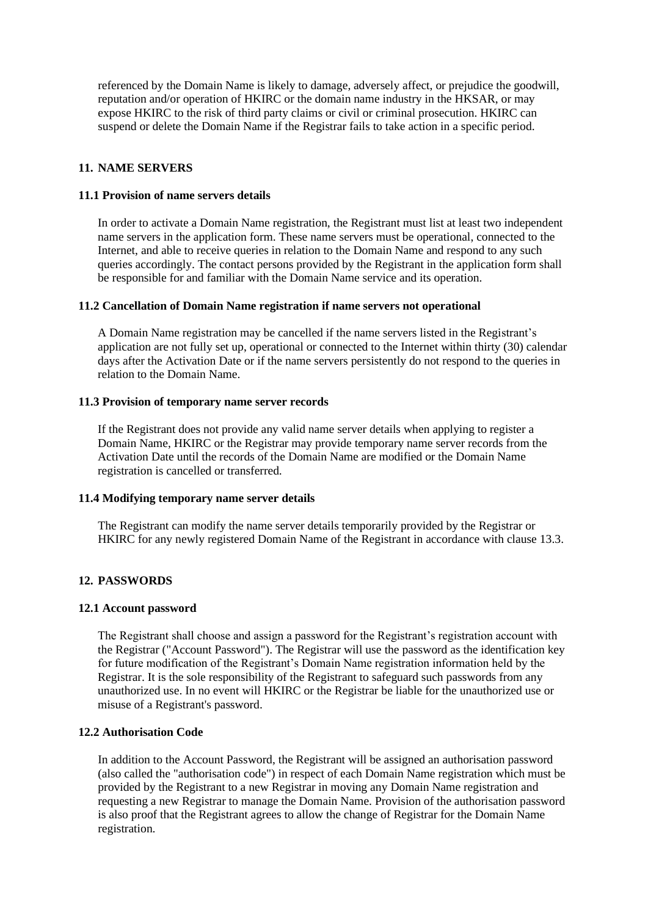referenced by the Domain Name is likely to damage, adversely affect, or prejudice the goodwill, reputation and/or operation of HKIRC or the domain name industry in the HKSAR, or may expose HKIRC to the risk of third party claims or civil or criminal prosecution. HKIRC can suspend or delete the Domain Name if the Registrar fails to take action in a specific period.

## 11. NAME SERVERS

### 11.1 Provision of name servers details

In order to activate a Domain Name registration, the Registrant must list at least two independent name servers in the application form. These name servers must be operational, connected to the Internet, and able to receive queries in relation to the Domain Name and respond to any such queries accordingly. The contact persons provided by the Registrant in the application form shall be responsible for and familiar with the Domain Name service and its operation.

### 11.2 Cancellation of Domain Name registration if name servers not operational

A Domain Name registration may be cancelled if the name servers listed in the Registrant's application are not fully set up, operational or connected to the Internet within thirty (30) calendar days after the Activation Date or if the name servers persistently do not respond to the queries in relation to the Domain Name.

### 11.3 Provision of temporary name server records

If the Registrant does not provide any valid name server details when applying to register a Domain Name, HKIRC or the Registrar may provide temporary name server records from the Activation Date until the records of the Domain Name are modified or the Domain Name registration is cancelled or transferred.

### 11.4 Modifying temporary name server details

The Registrant can modify the name server details temporarily provided by the Registrar or HKIRC for any newly registered Domain Name of the Registrant in accordance with clause 13.3.

## 12. PASSWORDS

### 12.1 Account password

The Registrant shall choose and assign a password for the Registrant's registration account with the Registrar ("Account Password"). The Registrar will use the password as the identification key for future modification of the Registrant's Domain Name registration information held by the Registrar. It is the sole responsibility of the Registrant to safeguard such passwords from any unauthorized use. In no event will HKIRC or the Registrar be liable for the unauthorized use or misuse of a Registrant's password.

### 12.2 Authorisation Code

In addition to the Account Password, the Registrant will be assigned an authorisation password (also called the "authorisation code") in respect of each Domain Name registration which must be provided by the Registrant to a new Registrar in moving any Domain Name registration and requesting a new Registrar to manage the Domain Name. Provision of the authorisation password is also proof that the Registrant agrees to allow the change of Registrar for the Domain Name registration.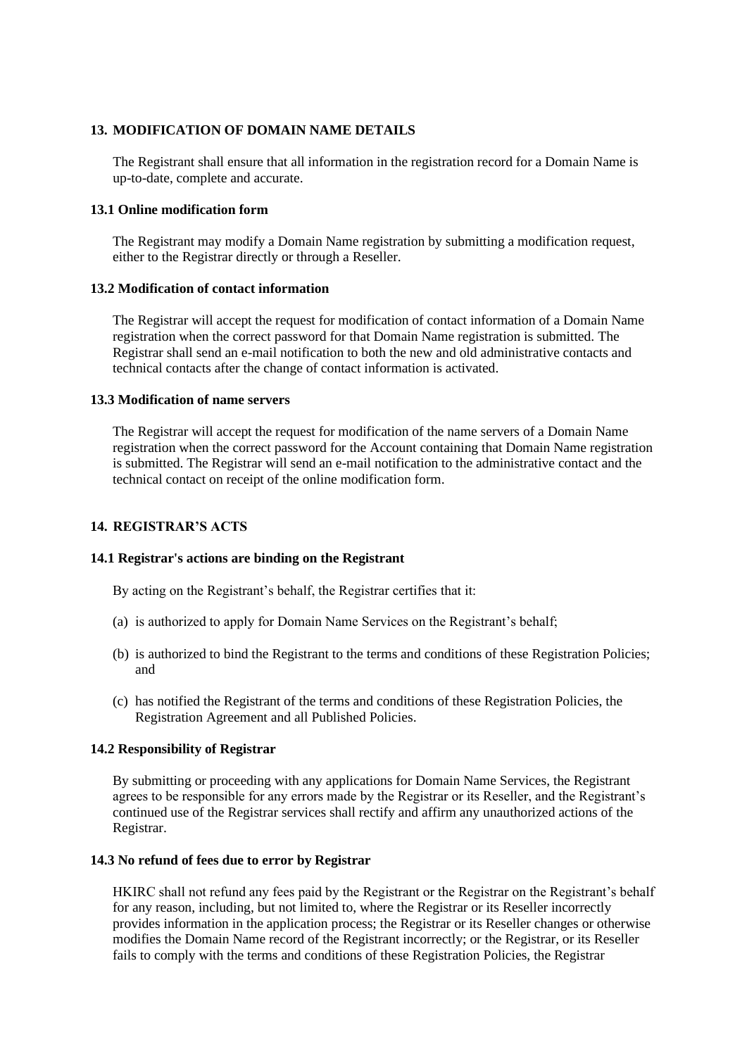## 13. MODIFICATION OF DOMAIN NAME DETAILS

The Registrant shall ensure that all information in the registration record for a Domain Name is up-to-date, complete and accurate.

### 13.1 Online modification form

The Registrant may modify a Domain Name registration by submitting a modification request, either to the Registrar directly or through a Reseller.

### 13.2 Modification of contact information

The Registrar will accept the request for modification of contact information of a Domain Name registration when the correct password for that Domain Name registration is submitted. The Registrar shall send an e-mail notification to both the new and old administrative contacts and technical contacts after the change of contact information is activated.

### 13.3 Modification of name servers

The Registrar will accept the request for modification of the name servers of a Domain Name registration when the correct password for the Account containing that Domain Name registration is submitted. The Registrar will send an e-mail notification to the administrative contact and the technical contact on receipt of the online modification form.

## 14. REGISTRAR'S ACTS

### 14.1 Registrar's actions are binding on the Registrant

By acting on the Registrant's behalf, the Registrar certifies that it:

(a) is authorized to apply for Domain Name Services on the Registrant's behalf;

(b) is authorized to bind the Registrant to the terms and conditions of these Registration Policies; and

(c) has notified the Registrant of the terms and conditions of these Registration Policies, the Registration Agreement and all Published Policies.

### 14.2 Responsibility of Registrar

By submitting or proceeding with any applications for Domain Name Services, the Registrant agrees to be responsible for any errors made by the Registrar or its Reseller, and the Registrant's continued use of the Registrar services shall rectify and affirm any unauthorized actions of the Registrar.

### 14.3 No refund of fees due to error by Registrar

HKIRC shall not refund any fees paid by the Registrant or the Registrar on the Registrant's behalf for any reason, including, but not limited to, where the Registrar or its Reseller incorrectly provides information in the application process; the Registrar or its Reseller changes or otherwise modifies the Domain Name record of the Registrant incorrectly; or the Registrar, or its Reseller fails to comply with the terms and conditions of these Registration Policies, the Registrar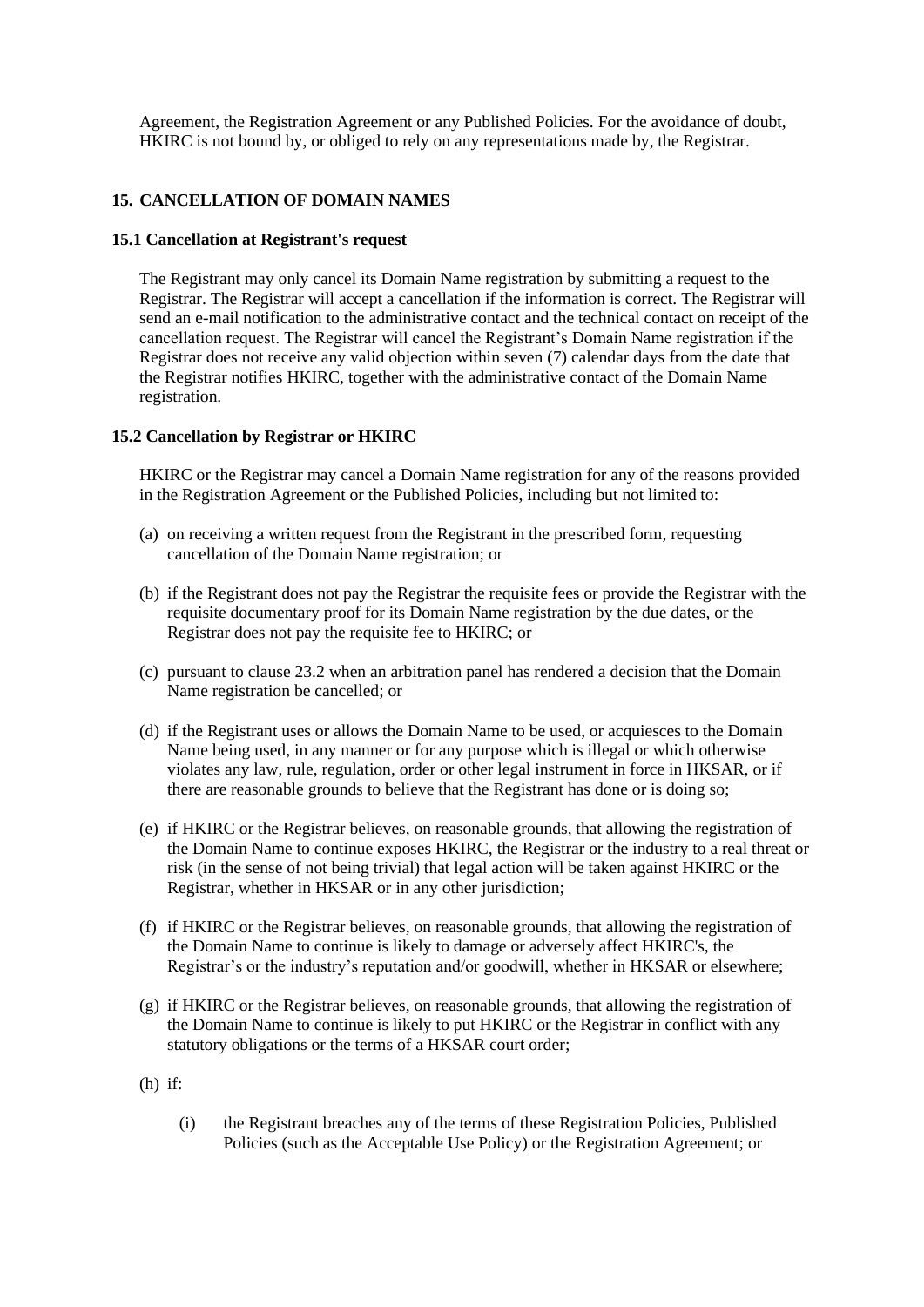Agreement, the Registration Agreement or any Published Policies. For the avoidance of doubt, HKIRC is not bound by, or obliged to rely on any representations made by, the Registrar.

## 15. CANCELLATION OF DOMAIN NAMES

### 15.1 Cancellation at Registrant's request

The Registrant may only cancel its Domain Name registration by submitting a request to the Registrar. The Registrar will accept a cancellation if the information is correct. The Registrar will send an e-mail notification to the administrative contact and the technical contact on receipt of the cancellation request. The Registrar will cancel the Registrant's Domain Name registration if the Registrar does not receive any valid objection within seven (7) calendar days from the date that the Registrar notifies HKIRC, together with the administrative contact of the Domain Name registration.

### 15.2 Cancellation by Registrar or HKIRC

HKIRC or the Registrar may cancel a Domain Name registration for any of the reasons provided in the Registration Agreement or the Published Policies, including but not limited to:

(a) on receiving a written request from the Registrant in the prescribed form, requesting cancellation of the Domain Name registration; or

(b) if the Registrant does not pay the Registrar the requisite fees or provide the Registrar with the requisite documentary proof for its Domain Name registration by the due dates, or the Registrar does not pay the requisite fee to HKIRC; or

(c) pursuant to clause 23.2 when an arbitration panel has rendered a decision that the Domain Name registration be cancelled; or

(d) if the Registrant uses or allows the Domain Name to be used, or acquiesces to the Domain Name being used, in any manner or for any purpose which is illegal or which otherwise violates any law, rule, regulation, order or other legal instrument in force in HKSAR, or if there are reasonable grounds to believe that the Registrant has done or is doing so;

(e) if HKIRC or the Registrar believes, on reasonable grounds, that allowing the registration of the Domain Name to continue exposes HKIRC, the Registrar or the industry to a real threat or risk (in the sense of not being trivial) that legal action will be taken against HKIRC or the Registrar, whether in HKSAR or in any other jurisdiction;

(f) if HKIRC or the Registrar believes, on reasonable grounds, that allowing the registration of the Domain Name to continue is likely to damage or adversely affect HKIRC's, the Registrar's or the industry's reputation and/or goodwill, whether in HKSAR or elsewhere;

(g) if HKIRC or the Registrar believes, on reasonable grounds, that allowing the registration of the Domain Name to continue is likely to put HKIRC or the Registrar in conflict with any statutory obligations or the terms of a HKSAR court order;

(h) if:

  (i) the Registrant breaches any of the terms of these Registration Policies, Published Policies (such as the Acceptable Use Policy) or the Registration Agreement; or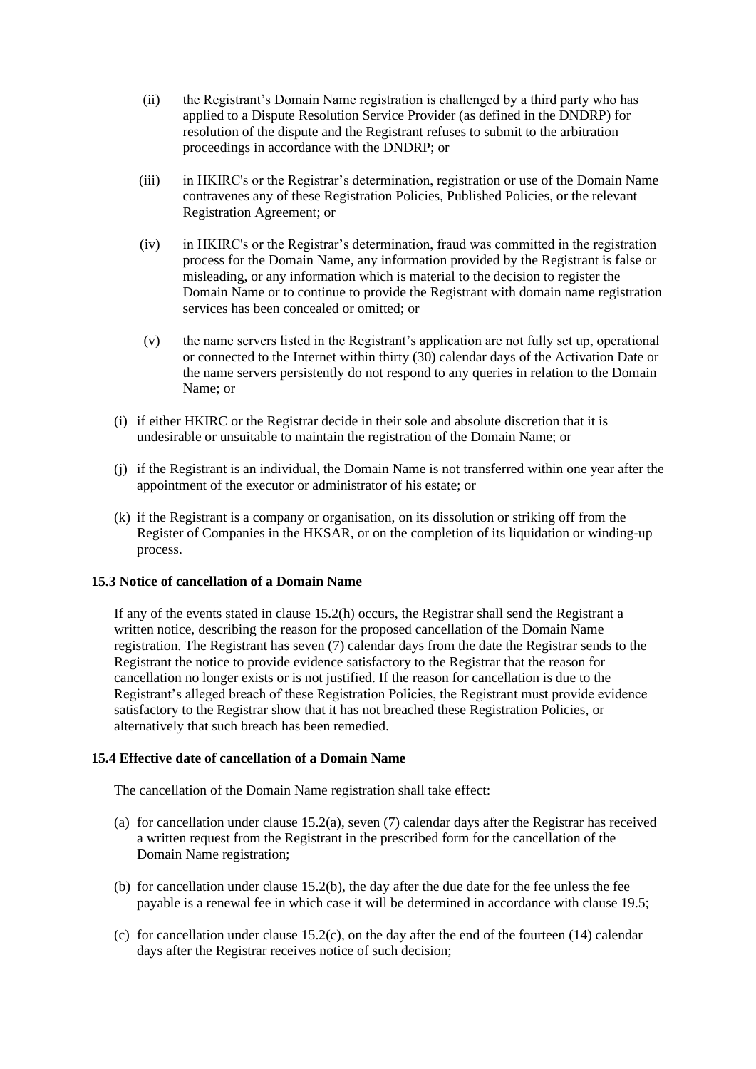(ii) the Registrant's Domain Name registration is challenged by a third party who has applied to a Dispute Resolution Service Provider (as defined in the DNDRP) for resolution of the dispute and the Registrant refuses to submit to the arbitration proceedings in accordance with the DNDRP; or

(iii) in HKIRC's or the Registrar's determination, registration or use of the Domain Name contravenes any of these Registration Policies, Published Policies, or the relevant Registration Agreement; or

(iv) in HKIRC's or the Registrar's determination, fraud was committed in the registration process for the Domain Name, any information provided by the Registrant is false or misleading, or any information which is material to the decision to register the Domain Name or to continue to provide the Registrant with domain name registration services has been concealed or omitted; or

(v) the name servers listed in the Registrant's application are not fully set up, operational or connected to the Internet within thirty (30) calendar days of the Activation Date or the name servers persistently do not respond to any queries in relation to the Domain Name; or

(i) if either HKIRC or the Registrar decide in their sole and absolute discretion that it is undesirable or unsuitable to maintain the registration of the Domain Name; or

(j) if the Registrant is an individual, the Domain Name is not transferred within one year after the appointment of the executor or administrator of his estate; or

(k) if the Registrant is a company or organisation, on its dissolution or striking off from the Register of Companies in the HKSAR, or on the completion of its liquidation or winding-up process.

**15.3 Notice of cancellation of a Domain Name**

If any of the events stated in clause 15.2(h) occurs, the Registrar shall send the Registrant a written notice, describing the reason for the proposed cancellation of the Domain Name registration. The Registrant has seven (7) calendar days from the date the Registrar sends to the Registrant the notice to provide evidence satisfactory to the Registrar that the reason for cancellation no longer exists or is not justified. If the reason for cancellation is due to the Registrant's alleged breach of these Registration Policies, the Registrant must provide evidence satisfactory to the Registrar show that it has not breached these Registration Policies, or alternatively that such breach has been remedied.

**15.4 Effective date of cancellation of a Domain Name**

The cancellation of the Domain Name registration shall take effect:

(a) for cancellation under clause 15.2(a), seven (7) calendar days after the Registrar has received a written request from the Registrant in the prescribed form for the cancellation of the Domain Name registration;

(b) for cancellation under clause 15.2(b), the day after the due date for the fee unless the fee payable is a renewal fee in which case it will be determined in accordance with clause 19.5;

(c) for cancellation under clause 15.2(c), on the day after the end of the fourteen (14) calendar days after the Registrar receives notice of such decision;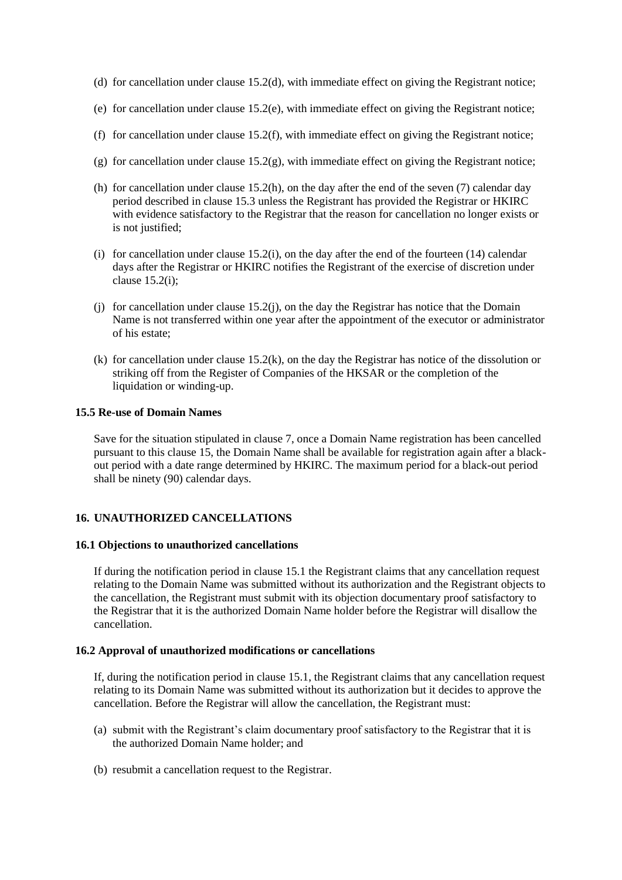(d) for cancellation under clause 15.2(d), with immediate effect on giving the Registrant notice;

(e) for cancellation under clause 15.2(e), with immediate effect on giving the Registrant notice;

(f) for cancellation under clause 15.2(f), with immediate effect on giving the Registrant notice;

(g) for cancellation under clause 15.2(g), with immediate effect on giving the Registrant notice;

(h) for cancellation under clause 15.2(h), on the day after the end of the seven (7) calendar day period described in clause 15.3 unless the Registrant has provided the Registrar or HKIRC with evidence satisfactory to the Registrar that the reason for cancellation no longer exists or is not justified;

(i) for cancellation under clause 15.2(i), on the day after the end of the fourteen (14) calendar days after the Registrar or HKIRC notifies the Registrant of the exercise of discretion under clause 15.2(i);

(j) for cancellation under clause 15.2(j), on the day the Registrar has notice that the Domain Name is not transferred within one year after the appointment of the executor or administrator of his estate;

(k) for cancellation under clause 15.2(k), on the day the Registrar has notice of the dissolution or striking off from the Register of Companies of the HKSAR or the completion of the liquidation or winding-up.

**15.5 Re-use of Domain Names**

Save for the situation stipulated in clause 7, once a Domain Name registration has been cancelled pursuant to this clause 15, the Domain Name shall be available for registration again after a black-out period with a date range determined by HKIRC. The maximum period for a black-out period shall be ninety (90) calendar days.

## 16. UNAUTHORIZED CANCELLATIONS

**16.1 Objections to unauthorized cancellations**

If during the notification period in clause 15.1 the Registrant claims that any cancellation request relating to the Domain Name was submitted without its authorization and the Registrant objects to the cancellation, the Registrant must submit with its objection documentary proof satisfactory to the Registrar that it is the authorized Domain Name holder before the Registrar will disallow the cancellation.

**16.2 Approval of unauthorized modifications or cancellations**

If, during the notification period in clause 15.1, the Registrant claims that any cancellation request relating to its Domain Name was submitted without its authorization but it decides to approve the cancellation. Before the Registrar will allow the cancellation, the Registrant must:

(a) submit with the Registrant's claim documentary proof satisfactory to the Registrar that it is the authorized Domain Name holder; and

(b) resubmit a cancellation request to the Registrar.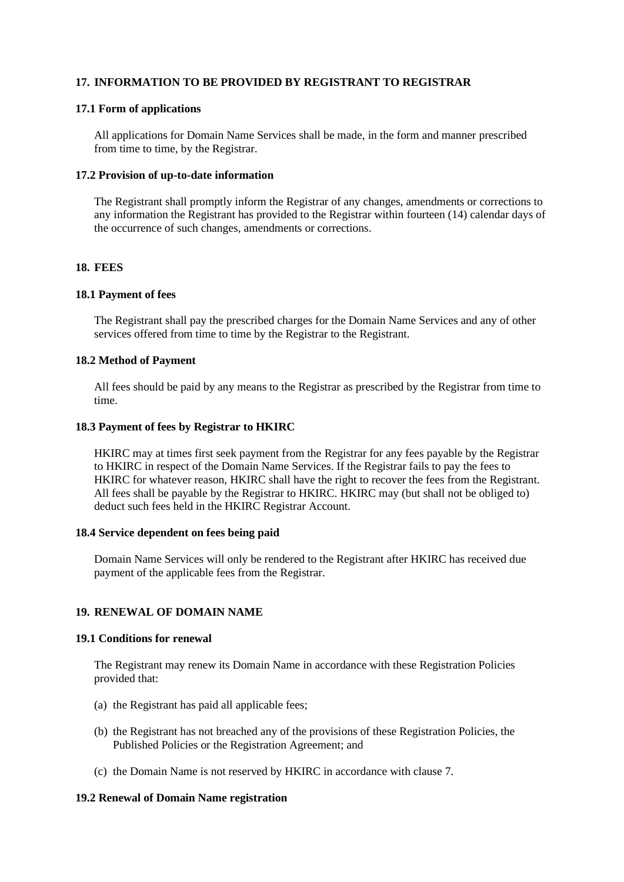## 17. INFORMATION TO BE PROVIDED BY REGISTRANT TO REGISTRAR

### 17.1 Form of applications

All applications for Domain Name Services shall be made, in the form and manner prescribed from time to time, by the Registrar.

### 17.2 Provision of up-to-date information

The Registrant shall promptly inform the Registrar of any changes, amendments or corrections to any information the Registrant has provided to the Registrar within fourteen (14) calendar days of the occurrence of such changes, amendments or corrections.

## 18. FEES

### 18.1 Payment of fees

The Registrant shall pay the prescribed charges for the Domain Name Services and any of other services offered from time to time by the Registrar to the Registrant.

### 18.2 Method of Payment

All fees should be paid by any means to the Registrar as prescribed by the Registrar from time to time.

### 18.3 Payment of fees by Registrar to HKIRC

HKIRC may at times first seek payment from the Registrar for any fees payable by the Registrar to HKIRC in respect of the Domain Name Services. If the Registrar fails to pay the fees to HKIRC for whatever reason, HKIRC shall have the right to recover the fees from the Registrant. All fees shall be payable by the Registrar to HKIRC. HKIRC may (but shall not be obliged to) deduct such fees held in the HKIRC Registrar Account.

### 18.4 Service dependent on fees being paid

Domain Name Services will only be rendered to the Registrant after HKIRC has received due payment of the applicable fees from the Registrar.

## 19. RENEWAL OF DOMAIN NAME

### 19.1 Conditions for renewal

The Registrant may renew its Domain Name in accordance with these Registration Policies provided that:

(a) the Registrant has paid all applicable fees;

(b) the Registrant has not breached any of the provisions of these Registration Policies, the Published Policies or the Registration Agreement; and

(c) the Domain Name is not reserved by HKIRC in accordance with clause 7.

### 19.2 Renewal of Domain Name registration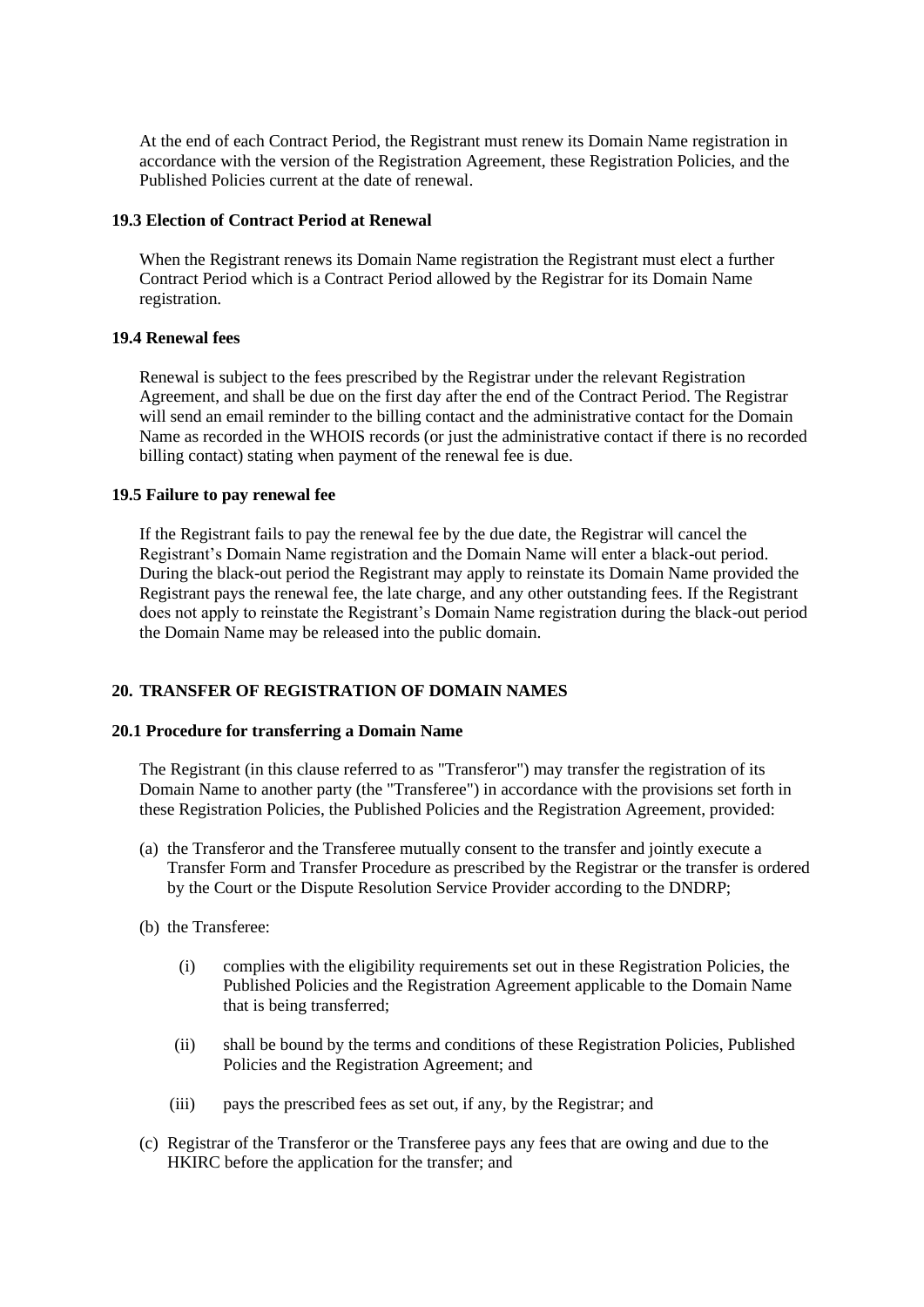At the end of each Contract Period, the Registrant must renew its Domain Name registration in accordance with the version of the Registration Agreement, these Registration Policies, and the Published Policies current at the date of renewal.

### 19.3 Election of Contract Period at Renewal

When the Registrant renews its Domain Name registration the Registrant must elect a further Contract Period which is a Contract Period allowed by the Registrar for its Domain Name registration.

### 19.4 Renewal fees

Renewal is subject to the fees prescribed by the Registrar under the relevant Registration Agreement, and shall be due on the first day after the end of the Contract Period. The Registrar will send an email reminder to the billing contact and the administrative contact for the Domain Name as recorded in the WHOIS records (or just the administrative contact if there is no recorded billing contact) stating when payment of the renewal fee is due.

### 19.5 Failure to pay renewal fee

If the Registrant fails to pay the renewal fee by the due date, the Registrar will cancel the Registrant's Domain Name registration and the Domain Name will enter a black-out period. During the black-out period the Registrant may apply to reinstate its Domain Name provided the Registrant pays the renewal fee, the late charge, and any other outstanding fees. If the Registrant does not apply to reinstate the Registrant's Domain Name registration during the black-out period the Domain Name may be released into the public domain.

## 20. TRANSFER OF REGISTRATION OF DOMAIN NAMES

### 20.1 Procedure for transferring a Domain Name

The Registrant (in this clause referred to as "Transferor") may transfer the registration of its Domain Name to another party (the "Transferee") in accordance with the provisions set forth in these Registration Policies, the Published Policies and the Registration Agreement, provided:

(a) the Transferor and the Transferee mutually consent to the transfer and jointly execute a Transfer Form and Transfer Procedure as prescribed by the Registrar or the transfer is ordered by the Court or the Dispute Resolution Service Provider according to the DNDRP;

(b) the Transferee:

   (i) complies with the eligibility requirements set out in these Registration Policies, the Published Policies and the Registration Agreement applicable to the Domain Name that is being transferred;

   (ii) shall be bound by the terms and conditions of these Registration Policies, Published Policies and the Registration Agreement; and

   (iii) pays the prescribed fees as set out, if any, by the Registrar; and

(c) Registrar of the Transferor or the Transferee pays any fees that are owing and due to the HKIRC before the application for the transfer; and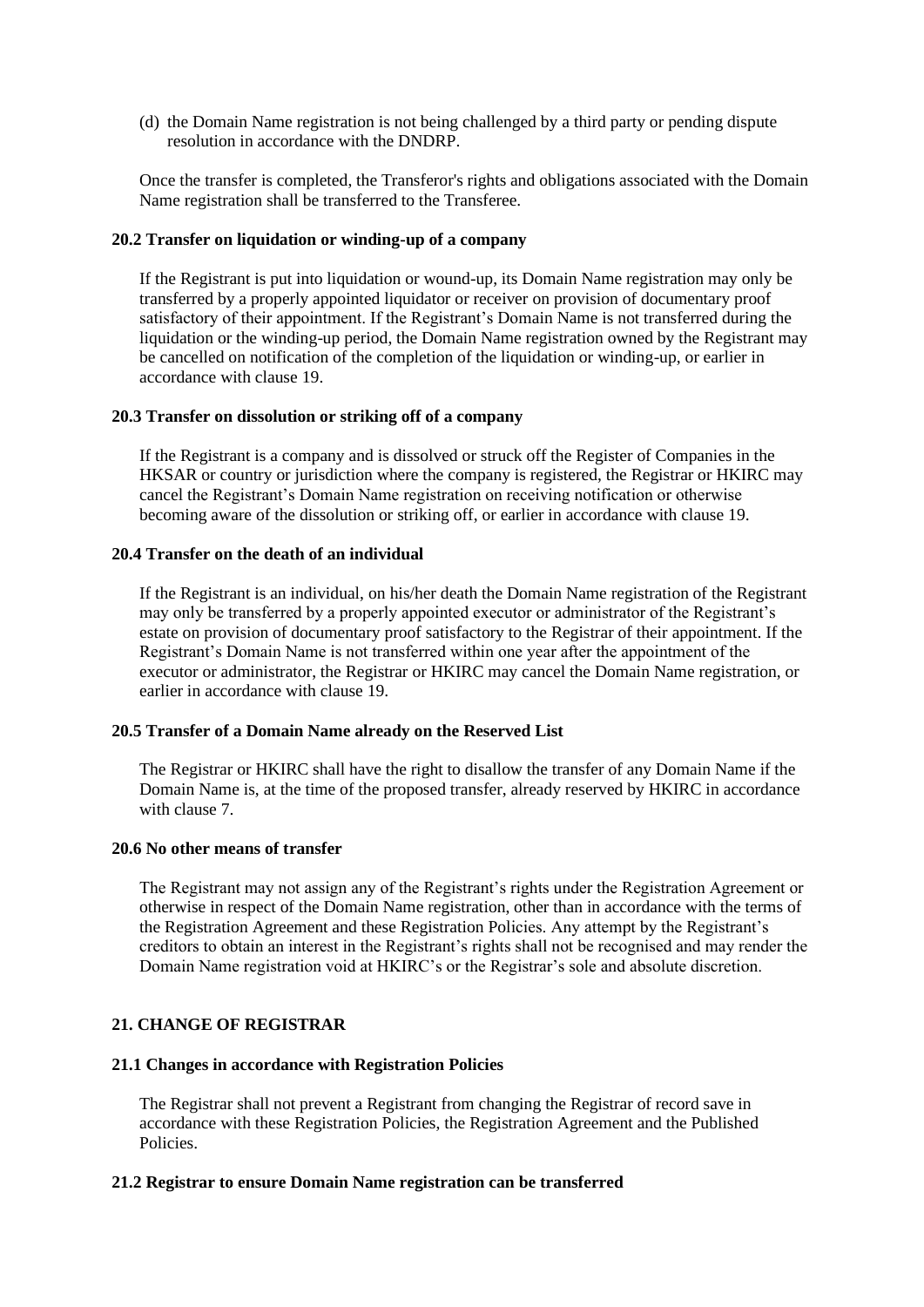(d) the Domain Name registration is not being challenged by a third party or pending dispute resolution in accordance with the DNDRP.

Once the transfer is completed, the Transferor's rights and obligations associated with the Domain Name registration shall be transferred to the Transferee.

### 20.2 Transfer on liquidation or winding-up of a company

If the Registrant is put into liquidation or wound-up, its Domain Name registration may only be transferred by a properly appointed liquidator or receiver on provision of documentary proof satisfactory of their appointment. If the Registrant's Domain Name is not transferred during the liquidation or the winding-up period, the Domain Name registration owned by the Registrant may be cancelled on notification of the completion of the liquidation or winding-up, or earlier in accordance with clause 19.

### 20.3 Transfer on dissolution or striking off of a company

If the Registrant is a company and is dissolved or struck off the Register of Companies in the HKSAR or country or jurisdiction where the company is registered, the Registrar or HKIRC may cancel the Registrant's Domain Name registration on receiving notification or otherwise becoming aware of the dissolution or striking off, or earlier in accordance with clause 19.

### 20.4 Transfer on the death of an individual

If the Registrant is an individual, on his/her death the Domain Name registration of the Registrant may only be transferred by a properly appointed executor or administrator of the Registrant's estate on provision of documentary proof satisfactory to the Registrar of their appointment. If the Registrant's Domain Name is not transferred within one year after the appointment of the executor or administrator, the Registrar or HKIRC may cancel the Domain Name registration, or earlier in accordance with clause 19.

### 20.5 Transfer of a Domain Name already on the Reserved List

The Registrar or HKIRC shall have the right to disallow the transfer of any Domain Name if the Domain Name is, at the time of the proposed transfer, already reserved by HKIRC in accordance with clause 7.

### 20.6 No other means of transfer

The Registrant may not assign any of the Registrant's rights under the Registration Agreement or otherwise in respect of the Domain Name registration, other than in accordance with the terms of the Registration Agreement and these Registration Policies. Any attempt by the Registrant's creditors to obtain an interest in the Registrant's rights shall not be recognised and may render the Domain Name registration void at HKIRC's or the Registrar's sole and absolute discretion.

## 21. CHANGE OF REGISTRAR

### 21.1 Changes in accordance with Registration Policies

The Registrar shall not prevent a Registrant from changing the Registrar of record save in accordance with these Registration Policies, the Registration Agreement and the Published Policies.

### 21.2 Registrar to ensure Domain Name registration can be transferred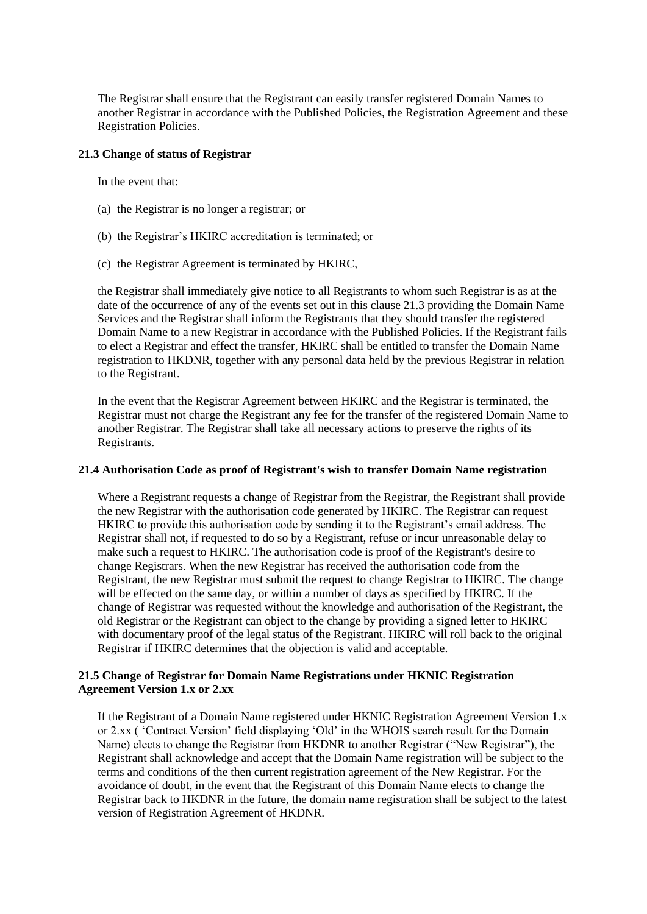The Registrar shall ensure that the Registrant can easily transfer registered Domain Names to another Registrar in accordance with the Published Policies, the Registration Agreement and these Registration Policies.

### 21.3 Change of status of Registrar

In the event that:

(a) the Registrar is no longer a registrar; or

(b) the Registrar's HKIRC accreditation is terminated; or

(c) the Registrar Agreement is terminated by HKIRC,

the Registrar shall immediately give notice to all Registrants to whom such Registrar is as at the date of the occurrence of any of the events set out in this clause 21.3 providing the Domain Name Services and the Registrar shall inform the Registrants that they should transfer the registered Domain Name to a new Registrar in accordance with the Published Policies. If the Registrant fails to elect a Registrar and effect the transfer, HKIRC shall be entitled to transfer the Domain Name registration to HKDNR, together with any personal data held by the previous Registrar in relation to the Registrant.

In the event that the Registrar Agreement between HKIRC and the Registrar is terminated, the Registrar must not charge the Registrant any fee for the transfer of the registered Domain Name to another Registrar. The Registrar shall take all necessary actions to preserve the rights of its Registrants.

### 21.4 Authorisation Code as proof of Registrant's wish to transfer Domain Name registration

Where a Registrant requests a change of Registrar from the Registrar, the Registrant shall provide the new Registrar with the authorisation code generated by HKIRC. The Registrar can request HKIRC to provide this authorisation code by sending it to the Registrant's email address. The Registrar shall not, if requested to do so by a Registrant, refuse or incur unreasonable delay to make such a request to HKIRC. The authorisation code is proof of the Registrant's desire to change Registrars. When the new Registrar has received the authorisation code from the Registrant, the new Registrar must submit the request to change Registrar to HKIRC. The change will be effected on the same day, or within a number of days as specified by HKIRC. If the change of Registrar was requested without the knowledge and authorisation of the Registrant, the old Registrar or the Registrant can object to the change by providing a signed letter to HKIRC with documentary proof of the legal status of the Registrant. HKIRC will roll back to the original Registrar if HKIRC determines that the objection is valid and acceptable.

### 21.5 Change of Registrar for Domain Name Registrations under HKNIC Registration Agreement Version 1.x or 2.xx

If the Registrant of a Domain Name registered under HKNIC Registration Agreement Version 1.x or 2.xx ( 'Contract Version' field displaying 'Old' in the WHOIS search result for the Domain Name) elects to change the Registrar from HKDNR to another Registrar ("New Registrar"), the Registrant shall acknowledge and accept that the Domain Name registration will be subject to the terms and conditions of the then current registration agreement of the New Registrar. For the avoidance of doubt, in the event that the Registrant of this Domain Name elects to change the Registrar back to HKDNR in the future, the domain name registration shall be subject to the latest version of Registration Agreement of HKDNR.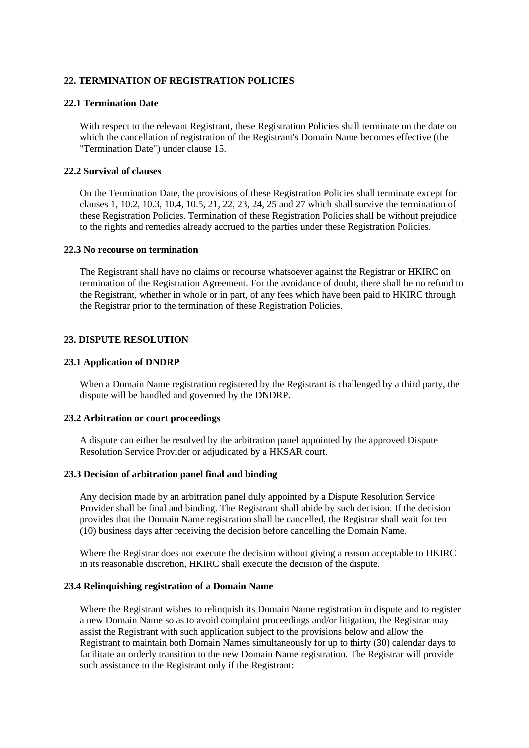## 22. TERMINATION OF REGISTRATION POLICIES

### 22.1 Termination Date

With respect to the relevant Registrant, these Registration Policies shall terminate on the date on which the cancellation of registration of the Registrant's Domain Name becomes effective (the "Termination Date") under clause 15.

### 22.2 Survival of clauses

On the Termination Date, the provisions of these Registration Policies shall terminate except for clauses 1, 10.2, 10.3, 10.4, 10.5, 21, 22, 23, 24, 25 and 27 which shall survive the termination of these Registration Policies. Termination of these Registration Policies shall be without prejudice to the rights and remedies already accrued to the parties under these Registration Policies.

### 22.3 No recourse on termination

The Registrant shall have no claims or recourse whatsoever against the Registrar or HKIRC on termination of the Registration Agreement. For the avoidance of doubt, there shall be no refund to the Registrant, whether in whole or in part, of any fees which have been paid to HKIRC through the Registrar prior to the termination of these Registration Policies.

## 23. DISPUTE RESOLUTION

### 23.1 Application of DNDRP

When a Domain Name registration registered by the Registrant is challenged by a third party, the dispute will be handled and governed by the DNDRP.

### 23.2 Arbitration or court proceedings

A dispute can either be resolved by the arbitration panel appointed by the approved Dispute Resolution Service Provider or adjudicated by a HKSAR court.

### 23.3 Decision of arbitration panel final and binding

Any decision made by an arbitration panel duly appointed by a Dispute Resolution Service Provider shall be final and binding. The Registrant shall abide by such decision. If the decision provides that the Domain Name registration shall be cancelled, the Registrar shall wait for ten (10) business days after receiving the decision before cancelling the Domain Name.

Where the Registrar does not execute the decision without giving a reason acceptable to HKIRC in its reasonable discretion, HKIRC shall execute the decision of the dispute.

### 23.4 Relinquishing registration of a Domain Name

Where the Registrant wishes to relinquish its Domain Name registration in dispute and to register a new Domain Name so as to avoid complaint proceedings and/or litigation, the Registrar may assist the Registrant with such application subject to the provisions below and allow the Registrant to maintain both Domain Names simultaneously for up to thirty (30) calendar days to facilitate an orderly transition to the new Domain Name registration. The Registrar will provide such assistance to the Registrant only if the Registrant: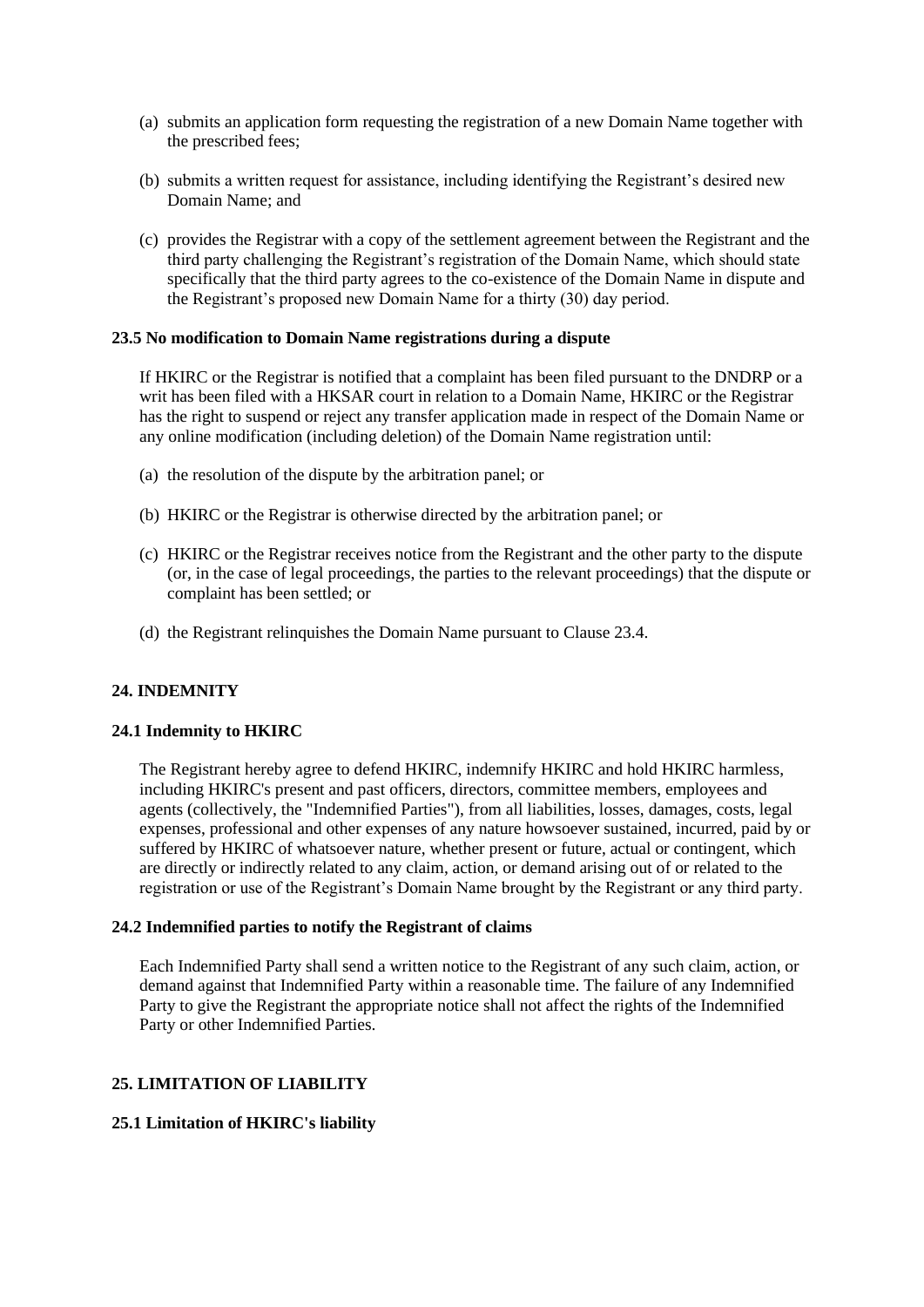(a) submits an application form requesting the registration of a new Domain Name together with the prescribed fees;

(b) submits a written request for assistance, including identifying the Registrant's desired new Domain Name; and

(c) provides the Registrar with a copy of the settlement agreement between the Registrant and the third party challenging the Registrant's registration of the Domain Name, which should state specifically that the third party agrees to the co-existence of the Domain Name in dispute and the Registrant's proposed new Domain Name for a thirty (30) day period.

**23.5 No modification to Domain Name registrations during a dispute**

If HKIRC or the Registrar is notified that a complaint has been filed pursuant to the DNDRP or a writ has been filed with a HKSAR court in relation to a Domain Name, HKIRC or the Registrar has the right to suspend or reject any transfer application made in respect of the Domain Name or any online modification (including deletion) of the Domain Name registration until:

(a) the resolution of the dispute by the arbitration panel; or

(b) HKIRC or the Registrar is otherwise directed by the arbitration panel; or

(c) HKIRC or the Registrar receives notice from the Registrant and the other party to the dispute (or, in the case of legal proceedings, the parties to the relevant proceedings) that the dispute or complaint has been settled; or

(d) the Registrant relinquishes the Domain Name pursuant to Clause 23.4.

## 24. INDEMNITY

**24.1 Indemnity to HKIRC**

The Registrant hereby agree to defend HKIRC, indemnify HKIRC and hold HKIRC harmless, including HKIRC's present and past officers, directors, committee members, employees and agents (collectively, the "Indemnified Parties"), from all liabilities, losses, damages, costs, legal expenses, professional and other expenses of any nature howsoever sustained, incurred, paid by or suffered by HKIRC of whatsoever nature, whether present or future, actual or contingent, which are directly or indirectly related to any claim, action, or demand arising out of or related to the registration or use of the Registrant's Domain Name brought by the Registrant or any third party.

**24.2 Indemnified parties to notify the Registrant of claims**

Each Indemnified Party shall send a written notice to the Registrant of any such claim, action, or demand against that Indemnified Party within a reasonable time. The failure of any Indemnified Party to give the Registrant the appropriate notice shall not affect the rights of the Indemnified Party or other Indemnified Parties.

## 25. LIMITATION OF LIABILITY

**25.1 Limitation of HKIRC's liability**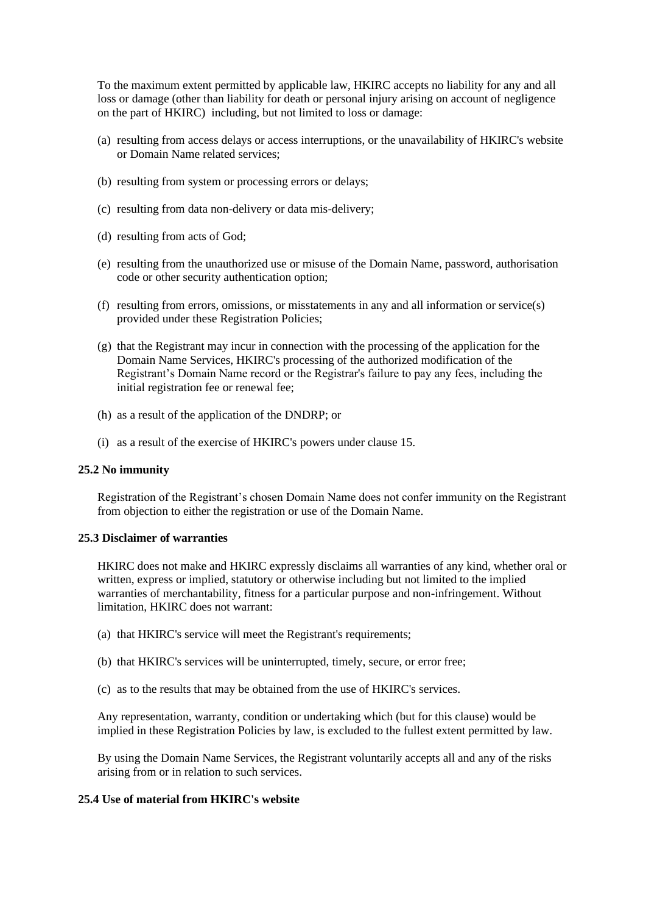To the maximum extent permitted by applicable law, HKIRC accepts no liability for any and all loss or damage (other than liability for death or personal injury arising on account of negligence on the part of HKIRC) including, but not limited to loss or damage:

(a) resulting from access delays or access interruptions, or the unavailability of HKIRC's website or Domain Name related services;

(b) resulting from system or processing errors or delays;

(c) resulting from data non-delivery or data mis-delivery;

(d) resulting from acts of God;

(e) resulting from the unauthorized use or misuse of the Domain Name, password, authorisation code or other security authentication option;

(f) resulting from errors, omissions, or misstatements in any and all information or service(s) provided under these Registration Policies;

(g) that the Registrant may incur in connection with the processing of the application for the Domain Name Services, HKIRC's processing of the authorized modification of the Registrant's Domain Name record or the Registrar's failure to pay any fees, including the initial registration fee or renewal fee;

(h) as a result of the application of the DNDRP; or

(i) as a result of the exercise of HKIRC's powers under clause 15.

**25.2 No immunity**

Registration of the Registrant's chosen Domain Name does not confer immunity on the Registrant from objection to either the registration or use of the Domain Name.

**25.3 Disclaimer of warranties**

HKIRC does not make and HKIRC expressly disclaims all warranties of any kind, whether oral or written, express or implied, statutory or otherwise including but not limited to the implied warranties of merchantability, fitness for a particular purpose and non-infringement. Without limitation, HKIRC does not warrant:

(a) that HKIRC's service will meet the Registrant's requirements;

(b) that HKIRC's services will be uninterrupted, timely, secure, or error free;

(c) as to the results that may be obtained from the use of HKIRC's services.

Any representation, warranty, condition or undertaking which (but for this clause) would be implied in these Registration Policies by law, is excluded to the fullest extent permitted by law.

By using the Domain Name Services, the Registrant voluntarily accepts all and any of the risks arising from or in relation to such services.

**25.4 Use of material from HKIRC's website**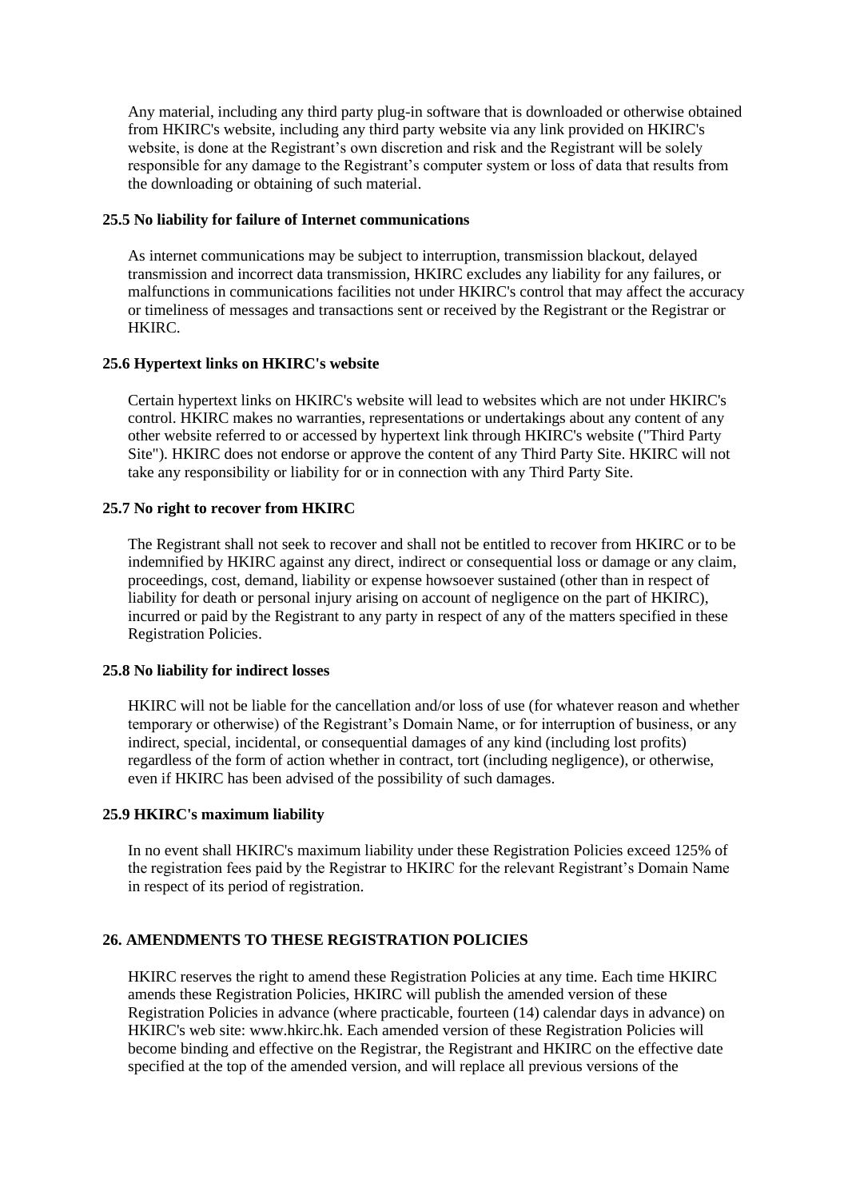Any material, including any third party plug-in software that is downloaded or otherwise obtained from HKIRC's website, including any third party website via any link provided on HKIRC's website, is done at the Registrant's own discretion and risk and the Registrant will be solely responsible for any damage to the Registrant's computer system or loss of data that results from the downloading or obtaining of such material.

**25.5 No liability for failure of Internet communications**

As internet communications may be subject to interruption, transmission blackout, delayed transmission and incorrect data transmission, HKIRC excludes any liability for any failures, or malfunctions in communications facilities not under HKIRC's control that may affect the accuracy or timeliness of messages and transactions sent or received by the Registrant or the Registrar or HKIRC.

**25.6 Hypertext links on HKIRC's website**

Certain hypertext links on HKIRC's website will lead to websites which are not under HKIRC's control. HKIRC makes no warranties, representations or undertakings about any content of any other website referred to or accessed by hypertext link through HKIRC's website ("Third Party Site"). HKIRC does not endorse or approve the content of any Third Party Site. HKIRC will not take any responsibility or liability for or in connection with any Third Party Site.

**25.7 No right to recover from HKIRC**

The Registrant shall not seek to recover and shall not be entitled to recover from HKIRC or to be indemnified by HKIRC against any direct, indirect or consequential loss or damage or any claim, proceedings, cost, demand, liability or expense howsoever sustained (other than in respect of liability for death or personal injury arising on account of negligence on the part of HKIRC), incurred or paid by the Registrant to any party in respect of any of the matters specified in these Registration Policies.

**25.8 No liability for indirect losses**

HKIRC will not be liable for the cancellation and/or loss of use (for whatever reason and whether temporary or otherwise) of the Registrant's Domain Name, or for interruption of business, or any indirect, special, incidental, or consequential damages of any kind (including lost profits) regardless of the form of action whether in contract, tort (including negligence), or otherwise, even if HKIRC has been advised of the possibility of such damages.

**25.9 HKIRC's maximum liability**

In no event shall HKIRC's maximum liability under these Registration Policies exceed 125% of the registration fees paid by the Registrar to HKIRC for the relevant Registrant's Domain Name in respect of its period of registration.

**26. AMENDMENTS TO THESE REGISTRATION POLICIES**

HKIRC reserves the right to amend these Registration Policies at any time. Each time HKIRC amends these Registration Policies, HKIRC will publish the amended version of these Registration Policies in advance (where practicable, fourteen (14) calendar days in advance) on HKIRC's web site: www.hkirc.hk. Each amended version of these Registration Policies will become binding and effective on the Registrar, the Registrant and HKIRC on the effective date specified at the top of the amended version, and will replace all previous versions of the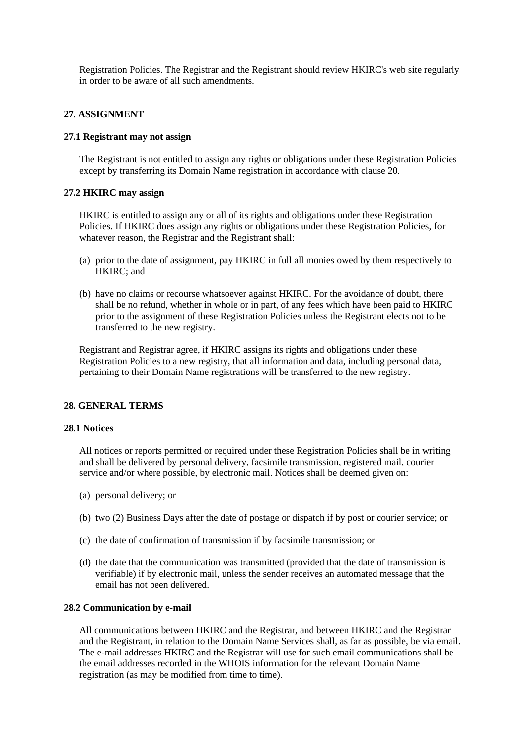Registration Policies. The Registrar and the Registrant should review HKIRC's web site regularly in order to be aware of all such amendments.

## 27. ASSIGNMENT

### 27.1 Registrant may not assign

The Registrant is not entitled to assign any rights or obligations under these Registration Policies except by transferring its Domain Name registration in accordance with clause 20.

### 27.2 HKIRC may assign

HKIRC is entitled to assign any or all of its rights and obligations under these Registration Policies. If HKIRC does assign any rights or obligations under these Registration Policies, for whatever reason, the Registrar and the Registrant shall:

(a) prior to the date of assignment, pay HKIRC in full all monies owed by them respectively to HKIRC; and

(b) have no claims or recourse whatsoever against HKIRC. For the avoidance of doubt, there shall be no refund, whether in whole or in part, of any fees which have been paid to HKIRC prior to the assignment of these Registration Policies unless the Registrant elects not to be transferred to the new registry.

Registrant and Registrar agree, if HKIRC assigns its rights and obligations under these Registration Policies to a new registry, that all information and data, including personal data, pertaining to their Domain Name registrations will be transferred to the new registry.

## 28. GENERAL TERMS

### 28.1 Notices

All notices or reports permitted or required under these Registration Policies shall be in writing and shall be delivered by personal delivery, facsimile transmission, registered mail, courier service and/or where possible, by electronic mail. Notices shall be deemed given on:

(a) personal delivery; or

(b) two (2) Business Days after the date of postage or dispatch if by post or courier service; or

(c) the date of confirmation of transmission if by facsimile transmission; or

(d) the date that the communication was transmitted (provided that the date of transmission is verifiable) if by electronic mail, unless the sender receives an automated message that the email has not been delivered.

### 28.2 Communication by e-mail

All communications between HKIRC and the Registrar, and between HKIRC and the Registrar and the Registrant, in relation to the Domain Name Services shall, as far as possible, be via email. The e-mail addresses HKIRC and the Registrar will use for such email communications shall be the email addresses recorded in the WHOIS information for the relevant Domain Name registration (as may be modified from time to time).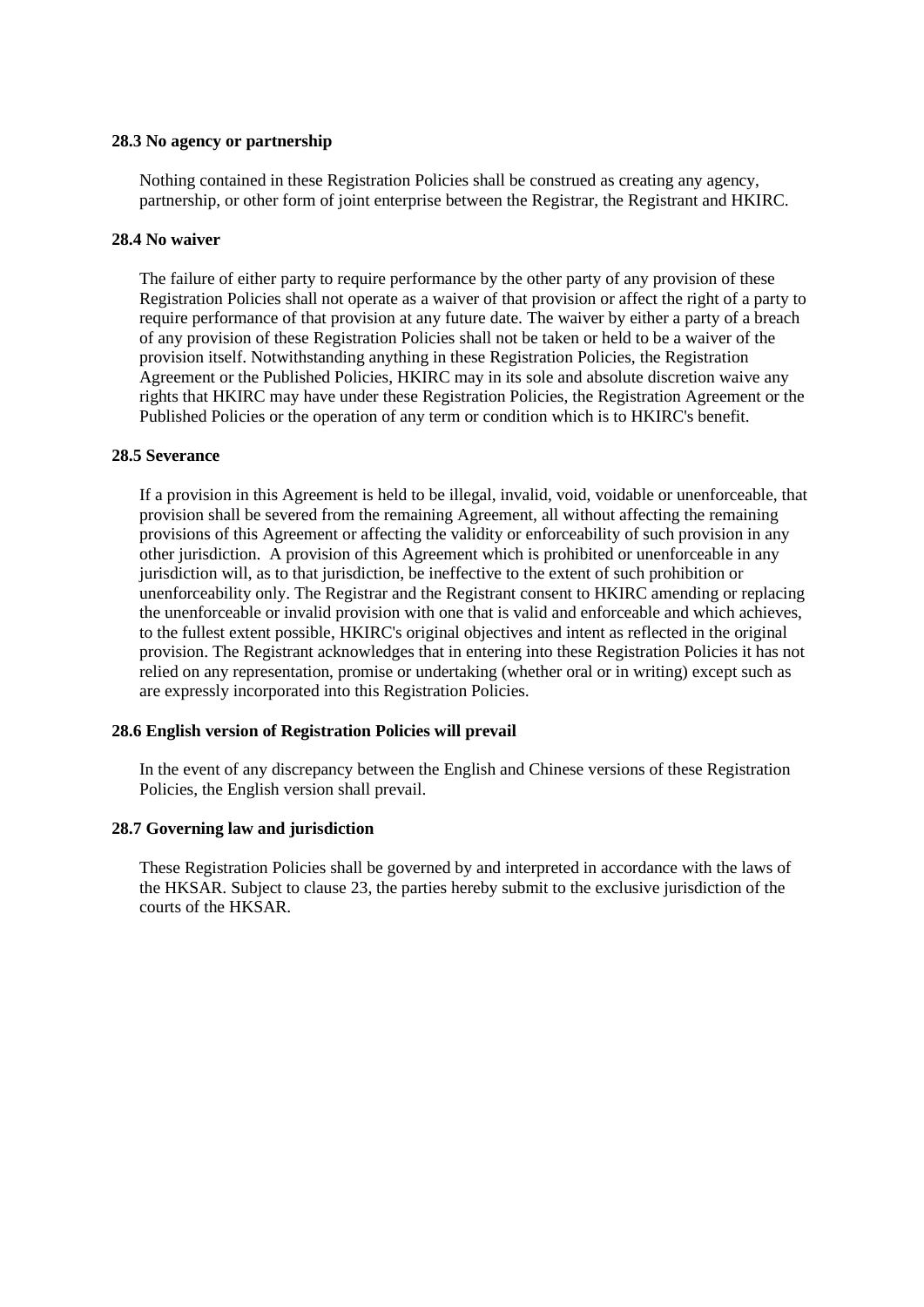### 28.3 No agency or partnership

Nothing contained in these Registration Policies shall be construed as creating any agency, partnership, or other form of joint enterprise between the Registrar, the Registrant and HKIRC.

### 28.4 No waiver

The failure of either party to require performance by the other party of any provision of these Registration Policies shall not operate as a waiver of that provision or affect the right of a party to require performance of that provision at any future date. The waiver by either a party of a breach of any provision of these Registration Policies shall not be taken or held to be a waiver of the provision itself. Notwithstanding anything in these Registration Policies, the Registration Agreement or the Published Policies, HKIRC may in its sole and absolute discretion waive any rights that HKIRC may have under these Registration Policies, the Registration Agreement or the Published Policies or the operation of any term or condition which is to HKIRC's benefit.

### 28.5 Severance

If a provision in this Agreement is held to be illegal, invalid, void, voidable or unenforceable, that provision shall be severed from the remaining Agreement, all without affecting the remaining provisions of this Agreement or affecting the validity or enforceability of such provision in any other jurisdiction. A provision of this Agreement which is prohibited or unenforceable in any jurisdiction will, as to that jurisdiction, be ineffective to the extent of such prohibition or unenforceability only. The Registrar and the Registrant consent to HKIRC amending or replacing the unenforceable or invalid provision with one that is valid and enforceable and which achieves, to the fullest extent possible, HKIRC's original objectives and intent as reflected in the original provision. The Registrant acknowledges that in entering into these Registration Policies it has not relied on any representation, promise or undertaking (whether oral or in writing) except such as are expressly incorporated into this Registration Policies.

### 28.6 English version of Registration Policies will prevail

In the event of any discrepancy between the English and Chinese versions of these Registration Policies, the English version shall prevail.

### 28.7 Governing law and jurisdiction

These Registration Policies shall be governed by and interpreted in accordance with the laws of the HKSAR. Subject to clause 23, the parties hereby submit to the exclusive jurisdiction of the courts of the HKSAR.